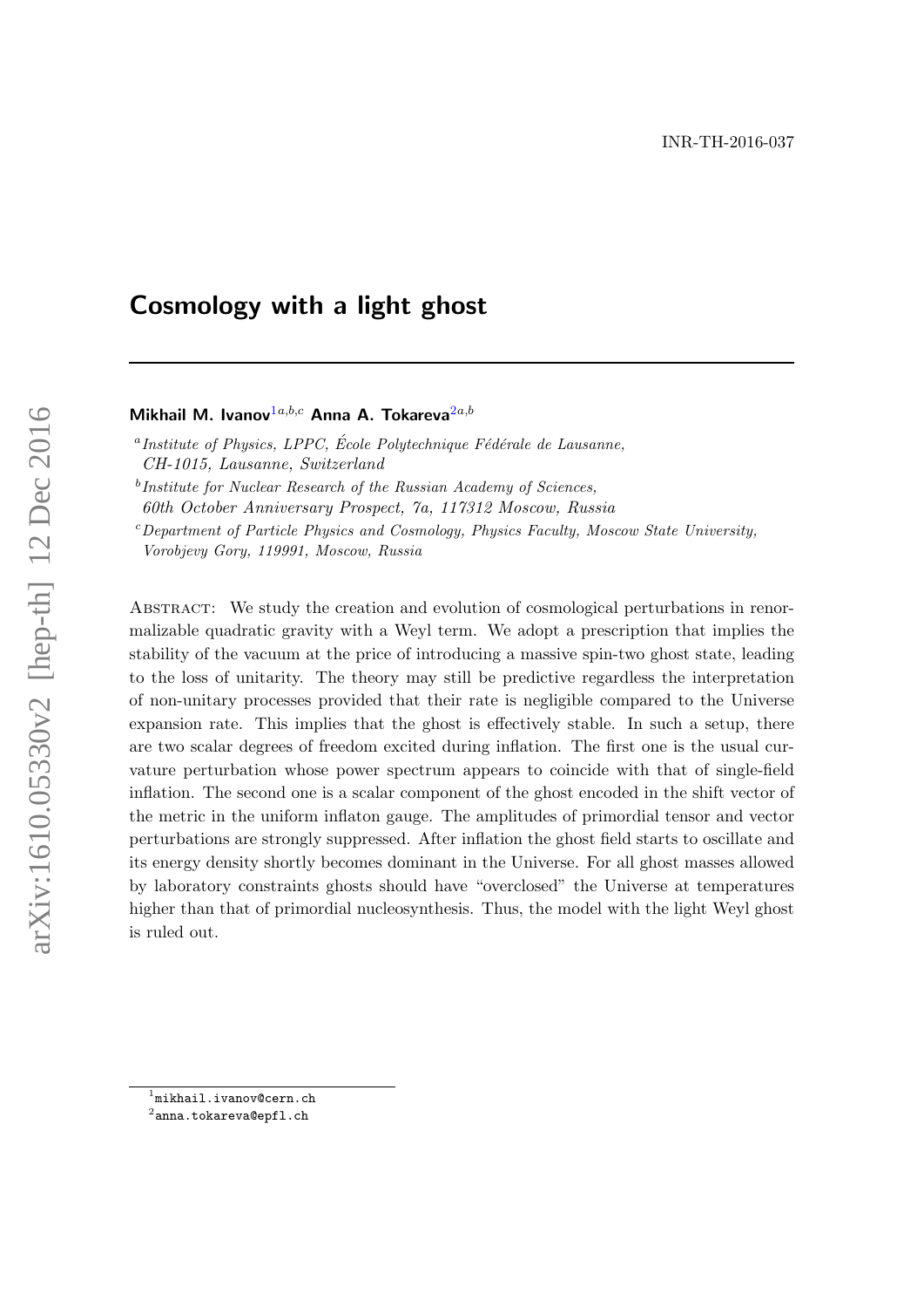INR-TH-2016-037

# Cosmology with a light ghost

**Mikhail M. Ivanov**[1][a,b,c] **Anna A. Tokareva**[2][a,b]

[a] *Institute of Physics, LPPC, École Polytechnique Fédérale de Lausanne, CH-1015, Lausanne, Switzerland*

[b] *Institute for Nuclear Research of the Russian Academy of Sciences, 60th October Anniversary Prospect, 7a, 117312 Moscow, Russia*

[c] *Department of Particle Physics and Cosmology, Physics Faculty, Moscow State University, Vorobjevy Gory, 119991, Moscow, Russia*

Abstract: We study the creation and evolution of cosmological perturbations in renormalizable quadratic gravity with a Weyl term. We adopt a prescription that implies the stability of the vacuum at the price of introducing a massive spin-two ghost state, leading to the loss of unitarity. The theory may still be predictive regardless the interpretation of non-unitary processes provided that their rate is negligible compared to the Universe expansion rate. This implies that the ghost is effectively stable. In such a setup, there are two scalar degrees of freedom excited during inflation. The first one is the usual curvature perturbation whose power spectrum appears to coincide with that of single-field inflation. The second one is a scalar component of the ghost encoded in the shift vector of the metric in the uniform inflaton gauge. The amplitudes of primordial tensor and vector perturbations are strongly suppressed. After inflation the ghost field starts to oscillate and its energy density shortly becomes dominant in the Universe. For all ghost masses allowed by laboratory constraints ghosts should have "overclosed" the Universe at temperatures higher than that of primordial nucleosynthesis. Thus, the model with the light Weyl ghost is ruled out.

[1] mikhail.ivanov@cern.ch

[2] anna.tokareva@epfl.ch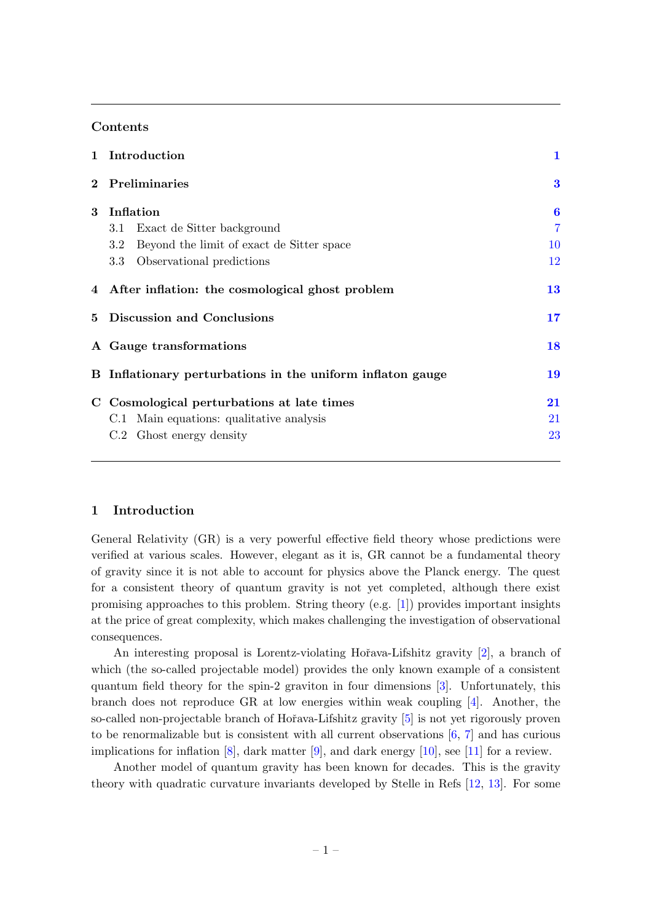## Contents

| | | |
|---|---|---|
| **1** | **Introduction** | **1** |
| **2** | **Preliminaries** | **3** |
| **3** | **Inflation** | **6** |
| | 3.1 Exact de Sitter background | 7 |
| | 3.2 Beyond the limit of exact de Sitter space | 10 |
| | 3.3 Observational predictions | 12 |
| **4** | **After inflation: the cosmological ghost problem** | **13** |
| **5** | **Discussion and Conclusions** | **17** |
| **A** | **Gauge transformations** | **18** |
| **B** | **Inflationary perturbations in the uniform inflaton gauge** | **19** |
| **C** | **Cosmological perturbations at late times** | **21** |
| | C.1 Main equations: qualitative analysis | 21 |
| | C.2 Ghost energy density | 23 |

## 1 Introduction

General Relativity (GR) is a very powerful effective field theory whose predictions were verified at various scales. However, elegant as it is, GR cannot be a fundamental theory of gravity since it is not able to account for physics above the Planck energy. The quest for a consistent theory of quantum gravity is not yet completed, although there exist promising approaches to this problem. String theory (e.g. [1]) provides important insights at the price of great complexity, which makes challenging the investigation of observational consequences.

An interesting proposal is Lorentz-violating Hořava-Lifshitz gravity [2], a branch of which (the so-called projectable model) provides the only known example of a consistent quantum field theory for the spin-2 graviton in four dimensions [3]. Unfortunately, this branch does not reproduce GR at low energies within weak coupling [4]. Another, the so-called non-projectable branch of Hořava-Lifshitz gravity [5] is not yet rigorously proven to be renormalizable but is consistent with all current observations [6, 7] and has curious implications for inflation [8], dark matter [9], and dark energy [10], see [11] for a review.

Another model of quantum gravity has been known for decades. This is the gravity theory with quadratic curvature invariants developed by Stelle in Refs [12, 13]. For some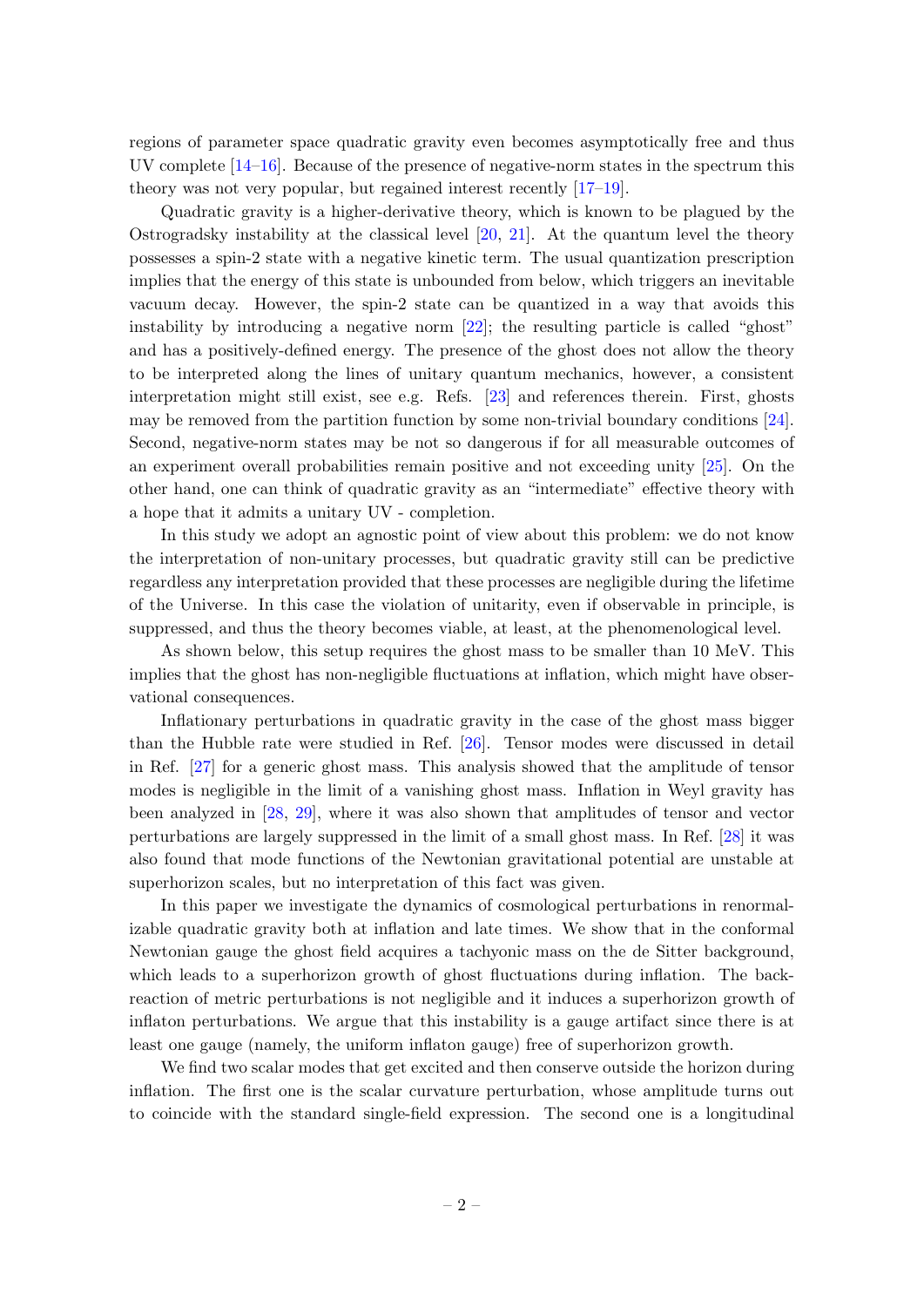regions of parameter space quadratic gravity even becomes asymptotically free and thus UV complete [14–16]. Because of the presence of negative-norm states in the spectrum this theory was not very popular, but regained interest recently [17–19].

Quadratic gravity is a higher-derivative theory, which is known to be plagued by the Ostrogradsky instability at the classical level [20, 21]. At the quantum level the theory possesses a spin-2 state with a negative kinetic term. The usual quantization prescription implies that the energy of this state is unbounded from below, which triggers an inevitable vacuum decay. However, the spin-2 state can be quantized in a way that avoids this instability by introducing a negative norm [22]; the resulting particle is called "ghost" and has a positively-defined energy. The presence of the ghost does not allow the theory to be interpreted along the lines of unitary quantum mechanics, however, a consistent interpretation might still exist, see e.g. Refs. [23] and references therein. First, ghosts may be removed from the partition function by some non-trivial boundary conditions [24]. Second, negative-norm states may be not so dangerous if for all measurable outcomes of an experiment overall probabilities remain positive and not exceeding unity [25]. On the other hand, one can think of quadratic gravity as an "intermediate" effective theory with a hope that it admits a unitary UV - completion.

In this study we adopt an agnostic point of view about this problem: we do not know the interpretation of non-unitary processes, but quadratic gravity still can be predictive regardless any interpretation provided that these processes are negligible during the lifetime of the Universe. In this case the violation of unitarity, even if observable in principle, is suppressed, and thus the theory becomes viable, at least, at the phenomenological level.

As shown below, this setup requires the ghost mass to be smaller than 10 MeV. This implies that the ghost has non-negligible fluctuations at inflation, which might have observational consequences.

Inflationary perturbations in quadratic gravity in the case of the ghost mass bigger than the Hubble rate were studied in Ref. [26]. Tensor modes were discussed in detail in Ref. [27] for a generic ghost mass. This analysis showed that the amplitude of tensor modes is negligible in the limit of a vanishing ghost mass. Inflation in Weyl gravity has been analyzed in [28, 29], where it was also shown that amplitudes of tensor and vector perturbations are largely suppressed in the limit of a small ghost mass. In Ref. [28] it was also found that mode functions of the Newtonian gravitational potential are unstable at superhorizon scales, but no interpretation of this fact was given.

In this paper we investigate the dynamics of cosmological perturbations in renormalizable quadratic gravity both at inflation and late times. We show that in the conformal Newtonian gauge the ghost field acquires a tachyonic mass on the de Sitter background, which leads to a superhorizon growth of ghost fluctuations during inflation. The backreaction of metric perturbations is not negligible and it induces a superhorizon growth of inflaton perturbations. We argue that this instability is a gauge artifact since there is at least one gauge (namely, the uniform inflaton gauge) free of superhorizon growth.

We find two scalar modes that get excited and then conserve outside the horizon during inflation. The first one is the scalar curvature perturbation, whose amplitude turns out to coincide with the standard single-field expression. The second one is a longitudinal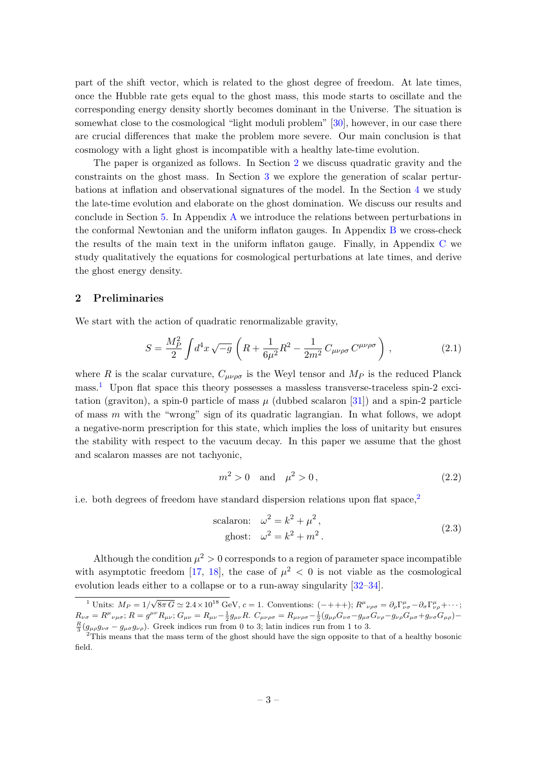part of the shift vector, which is related to the ghost degree of freedom. At late times, once the Hubble rate gets equal to the ghost mass, this mode starts to oscillate and the corresponding energy density shortly becomes dominant in the Universe. The situation is somewhat close to the cosmological "light moduli problem" [30], however, in our case there are crucial differences that make the problem more severe. Our main conclusion is that cosmology with a light ghost is incompatible with a healthy late-time evolution.

The paper is organized as follows. In Section 2 we discuss quadratic gravity and the constraints on the ghost mass. In Section 3 we explore the generation of scalar perturbations at inflation and observational signatures of the model. In the Section 4 we study the late-time evolution and elaborate on the ghost domination. We discuss our results and conclude in Section 5. In Appendix A we introduce the relations between perturbations in the conformal Newtonian and the uniform inflaton gauges. In Appendix B we cross-check the results of the main text in the uniform inflaton gauge. Finally, in Appendix C we study qualitatively the equations for cosmological perturbations at late times, and derive the ghost energy density.

## 2 Preliminaries

We start with the action of quadratic renormalizable gravity,

$$S = \frac{M_P^2}{2} \int d^4x \sqrt{-g} \left( R + \frac{1}{6\mu^2} R^2 - \frac{1}{2m^2} C_{\mu\nu\rho\sigma} C^{\mu\nu\rho\sigma} \right) , \tag{2.1}$$

where $R$ is the scalar curvature, $C_{\mu\nu\rho\sigma}$ is the Weyl tensor and $M_P$ is the reduced Planck mass.[1] Upon flat space this theory possesses a massless transverse-traceless spin-2 excitation (graviton), a spin-0 particle of mass $\mu$ (dubbed scalaron [31]) and a spin-2 particle of mass $m$ with the "wrong" sign of its quadratic lagrangian. In what follows, we adopt a negative-norm prescription for this state, which implies the loss of unitarity but ensures the stability with respect to the vacuum decay. In this paper we assume that the ghost and scalaron masses are not tachyonic,

$$m^2 > 0 \quad \text{and} \quad \mu^2 > 0 \, , \tag{2.2}$$

i.e. both degrees of freedom have standard dispersion relations upon flat space,[2]

$$\begin{aligned} \text{scalaron:} \quad & \omega^2 = k^2 + \mu^2 \, , \\ \text{ghost:} \quad & \omega^2 = k^2 + m^2 \, . \end{aligned} \tag{2.3}$$

Although the condition $\mu^2 > 0$ corresponds to a region of parameter space incompatible with asymptotic freedom [17, 18], the case of $\mu^2 < 0$ is not viable as the cosmological evolution leads either to a collapse or to a run-away singularity [32–34].

---

[1] Units: $M_P = 1/\sqrt{8\pi G} \simeq 2.4 \times 10^{18}$ GeV, $c = 1$. Conventions: $(-+++)$; $R^\mu{}_{\nu\rho\sigma} = \partial_\rho \Gamma^\mu_{\nu\sigma} - \partial_\sigma \Gamma^\mu_{\nu\rho} + \cdots$; $R_{\nu\sigma} = R^\mu{}_{\nu\mu\sigma}$; $R = g^{\mu\nu} R_{\mu\nu}$; $G_{\mu\nu} = R_{\mu\nu} - \frac{1}{2} g_{\mu\nu} R$. $C_{\mu\nu\rho\sigma} = R_{\mu\nu\rho\sigma} - \frac{1}{2}(g_{\mu\rho}G_{\nu\sigma} - g_{\mu\sigma}G_{\nu\rho} - g_{\nu\rho}G_{\mu\sigma} + g_{\nu\sigma}G_{\mu\rho}) - \frac{R}{3}(g_{\mu\rho}g_{\nu\sigma} - g_{\mu\sigma}g_{\nu\rho})$. Greek indices run from 0 to 3; latin indices run from 1 to 3.

[2] This means that the mass term of the ghost should have the sign opposite to that of a healthy bosonic field.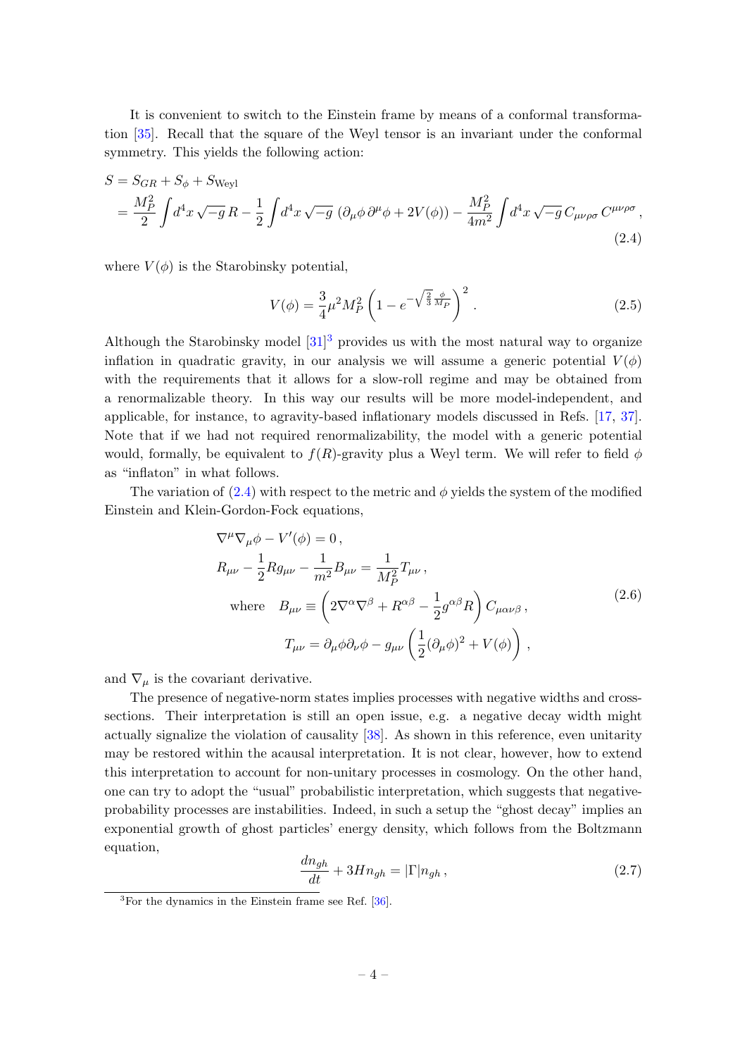It is convenient to switch to the Einstein frame by means of a conformal transformation [35]. Recall that the square of the Weyl tensor is an invariant under the conformal symmetry. This yields the following action:

$$
\begin{aligned}
S &= S_{GR} + S_\phi + S_{\text{Weyl}} \\
&= \frac{M_P^2}{2}\int d^4x\,\sqrt{-g}\,R - \frac{1}{2}\int d^4x\,\sqrt{-g}\,\left(\partial_\mu\phi\,\partial^\mu\phi + 2V(\phi)\right) - \frac{M_P^2}{4m^2}\int d^4x\,\sqrt{-g}\,C_{\mu\nu\rho\sigma}\,C^{\mu\nu\rho\sigma}\,,
\end{aligned}
\tag{2.4}
$$

where $V(\phi)$ is the Starobinsky potential,

$$
V(\phi) = \frac{3}{4}\mu^2 M_P^2\left(1 - e^{-\sqrt{\frac{2}{3}}\frac{\phi}{M_P}}\right)^2 . \tag{2.5}
$$

Although the Starobinsky model [31][3] provides us with the most natural way to organize inflation in quadratic gravity, in our analysis we will assume a generic potential $V(\phi)$ with the requirements that it allows for a slow-roll regime and may be obtained from a renormalizable theory. In this way our results will be more model-independent, and applicable, for instance, to agravity-based inflationary models discussed in Refs. [17, 37]. Note that if we had not required renormalizability, the model with a generic potential would, formally, be equivalent to $f(R)$-gravity plus a Weyl term. We will refer to field $\phi$ as "inflaton" in what follows.

The variation of (2.4) with respect to the metric and $\phi$ yields the system of the modified Einstein and Klein-Gordon-Fock equations,

$$
\begin{aligned}
&\nabla^\mu\nabla_\mu\phi - V'(\phi) = 0\,, \\
&R_{\mu\nu} - \frac{1}{2}Rg_{\mu\nu} - \frac{1}{m^2}B_{\mu\nu} = \frac{1}{M_P^2}T_{\mu\nu}\,, \\
&\quad\text{where}\quad B_{\mu\nu} \equiv \left(2\nabla^\alpha\nabla^\beta + R^{\alpha\beta} - \frac{1}{2}g^{\alpha\beta}R\right)C_{\mu\alpha\nu\beta}\,, \\
&\qquad\qquad T_{\mu\nu} = \partial_\mu\phi\partial_\nu\phi - g_{\mu\nu}\left(\frac{1}{2}(\partial_\mu\phi)^2 + V(\phi)\right)\,,
\end{aligned}
\tag{2.6}
$$

and $\nabla_\mu$ is the covariant derivative.

The presence of negative-norm states implies processes with negative widths and cross-sections. Their interpretation is still an open issue, e.g. a negative decay width might actually signalize the violation of causality [38]. As shown in this reference, even unitarity may be restored within the acausal interpretation. It is not clear, however, how to extend this interpretation to account for non-unitary processes in cosmology. On the other hand, one can try to adopt the "usual" probabilistic interpretation, which suggests that negative-probability processes are instabilities. Indeed, in such a setup the "ghost decay" implies an exponential growth of ghost particles' energy density, which follows from the Boltzmann equation,

$$
\frac{dn_{gh}}{dt} + 3Hn_{gh} = |\Gamma|n_{gh}\,, \tag{2.7}
$$

[3] For the dynamics in the Einstein frame see Ref. [36].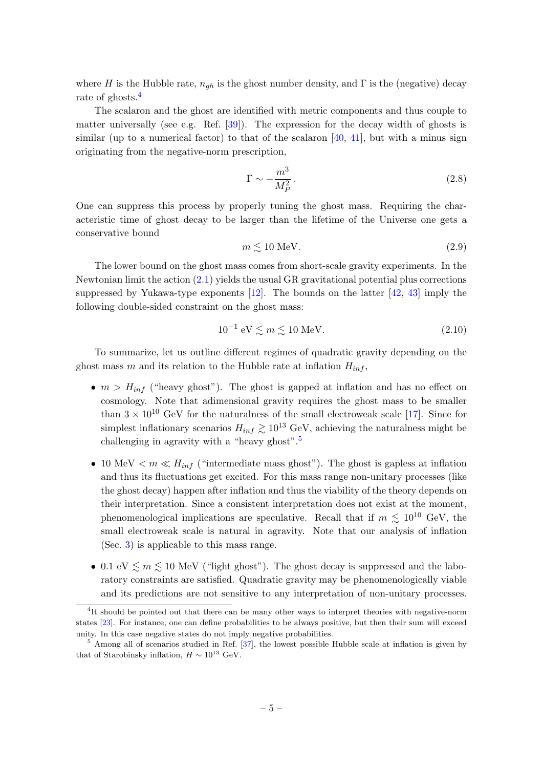where $H$ is the Hubble rate, $n_{gh}$ is the ghost number density, and $\Gamma$ is the (negative) decay rate of ghosts.[4]

The scalaron and the ghost are identified with metric components and thus couple to matter universally (see e.g. Ref. [39]). The expression for the decay width of ghosts is similar (up to a numerical factor) to that of the scalaron [40, 41], but with a minus sign originating from the negative-norm prescription,

$$\Gamma \sim -\frac{m^3}{M_P^2}\,. \tag{2.8}$$

One can suppress this process by properly tuning the ghost mass. Requiring the characteristic time of ghost decay to be larger than the lifetime of the Universe one gets a conservative bound

$$m \lesssim 10 \text{ MeV}. \tag{2.9}$$

The lower bound on the ghost mass comes from short-scale gravity experiments. In the Newtonian limit the action (2.1) yields the usual GR gravitational potential plus corrections suppressed by Yukawa-type exponents [12]. The bounds on the latter [42, 43] imply the following double-sided constraint on the ghost mass:

$$10^{-1} \text{ eV} \lesssim m \lesssim 10 \text{ MeV}. \tag{2.10}$$

To summarize, let us outline different regimes of quadratic gravity depending on the ghost mass $m$ and its relation to the Hubble rate at inflation $H_{inf}$,

- $m > H_{inf}$ ("heavy ghost"). The ghost is gapped at inflation and has no effect on cosmology. Note that adimensional gravity requires the ghost mass to be smaller than $3 \times 10^{10}$ GeV for the naturalness of the small electroweak scale [17]. Since for simplest inflationary scenarios $H_{inf} \gtrsim 10^{13}$ GeV, achieving the naturalness might be challenging in agravity with a "heavy ghost".[5]

- $10 \text{ MeV} < m \ll H_{inf}$ ("intermediate mass ghost"). The ghost is gapless at inflation and thus its fluctuations get excited. For this mass range non-unitary processes (like the ghost decay) happen after inflation and thus the viability of the theory depends on their interpretation. Since a consistent interpretation does not exist at the moment, phenomenological implications are speculative. Recall that if $m \lesssim 10^{10}$ GeV, the small electroweak scale is natural in agravity. Note that our analysis of inflation (Sec. 3) is applicable to this mass range.

- $0.1 \text{ eV} \lesssim m \lesssim 10 \text{ MeV}$ ("light ghost"). The ghost decay is suppressed and the laboratory constraints are satisfied. Quadratic gravity may be phenomenologically viable and its predictions are not sensitive to any interpretation of non-unitary processes.

---

[4] It should be pointed out that there can be many other ways to interpret theories with negative-norm states [23]. For instance, one can define probabilities to be always positive, but then their sum will exceed unity. In this case negative states do not imply negative probabilities.

[5] Among all of scenarios studied in Ref. [37], the lowest possible Hubble scale at inflation is given by that of Starobinsky inflation, $H \sim 10^{13}$ GeV.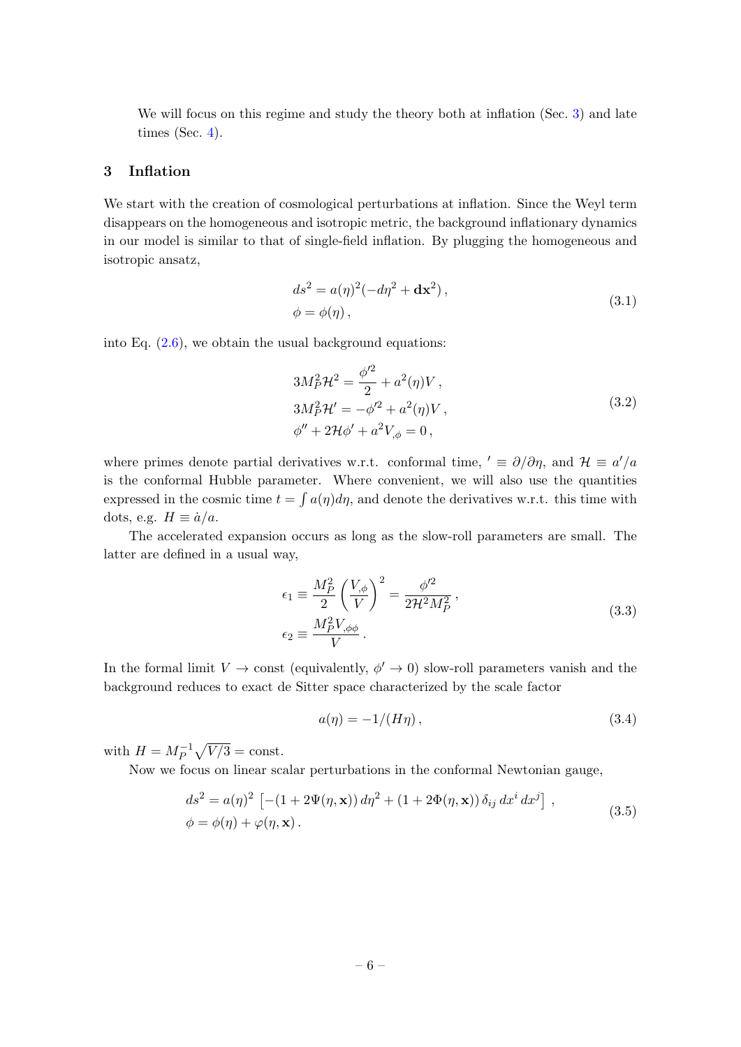We will focus on this regime and study the theory both at inflation (Sec. 3) and late times (Sec. 4).

## 3 Inflation

We start with the creation of cosmological perturbations at inflation. Since the Weyl term disappears on the homogeneous and isotropic metric, the background inflationary dynamics in our model is similar to that of single-field inflation. By plugging the homogeneous and isotropic ansatz,

$$
\begin{aligned}
ds^2 &= a(\eta)^2(-d\eta^2 + \mathbf{dx}^2)\,, \\
\phi &= \phi(\eta)\,,
\end{aligned}
\tag{3.1}
$$

into Eq. (2.6), we obtain the usual background equations:

$$
\begin{aligned}
3M_P^2\mathcal{H}^2 &= \frac{\phi'^2}{2} + a^2(\eta)V\,, \\
3M_P^2\mathcal{H}' &= -\phi'^2 + a^2(\eta)V\,, \\
\phi'' + 2\mathcal{H}\phi' &+ a^2 V_{,\phi} = 0\,,
\end{aligned}
\tag{3.2}
$$

where primes denote partial derivatives w.r.t. conformal time, $' \equiv \partial/\partial\eta$, and $\mathcal{H} \equiv a'/a$ is the conformal Hubble parameter. Where convenient, we will also use the quantities expressed in the cosmic time $t = \int a(\eta)d\eta$, and denote the derivatives w.r.t. this time with dots, e.g. $H \equiv \dot{a}/a$.

The accelerated expansion occurs as long as the slow-roll parameters are small. The latter are defined in a usual way,

$$
\begin{aligned}
\epsilon_1 &\equiv \frac{M_P^2}{2}\left(\frac{V_{,\phi}}{V}\right)^2 = \frac{\phi'^2}{2\mathcal{H}^2M_P^2}\,, \\
\epsilon_2 &\equiv \frac{M_P^2 V_{,\phi\phi}}{V}\,.
\end{aligned}
\tag{3.3}
$$

In the formal limit $V \to$ const (equivalently, $\phi' \to 0$) slow-roll parameters vanish and the background reduces to exact de Sitter space characterized by the scale factor

$$
a(\eta) = -1/(H\eta)\,,
\tag{3.4}
$$

with $H = M_P^{-1}\sqrt{V/3} = \text{const}$.

Now we focus on linear scalar perturbations in the conformal Newtonian gauge,

$$
\begin{aligned}
ds^2 &= a(\eta)^2\left[-(1+2\Psi(\eta,\mathbf{x}))\,d\eta^2 + (1+2\Phi(\eta,\mathbf{x}))\,\delta_{ij}\,dx^i\,dx^j\right]\,, \\
\phi &= \phi(\eta) + \varphi(\eta,\mathbf{x})\,.
\end{aligned}
\tag{3.5}
$$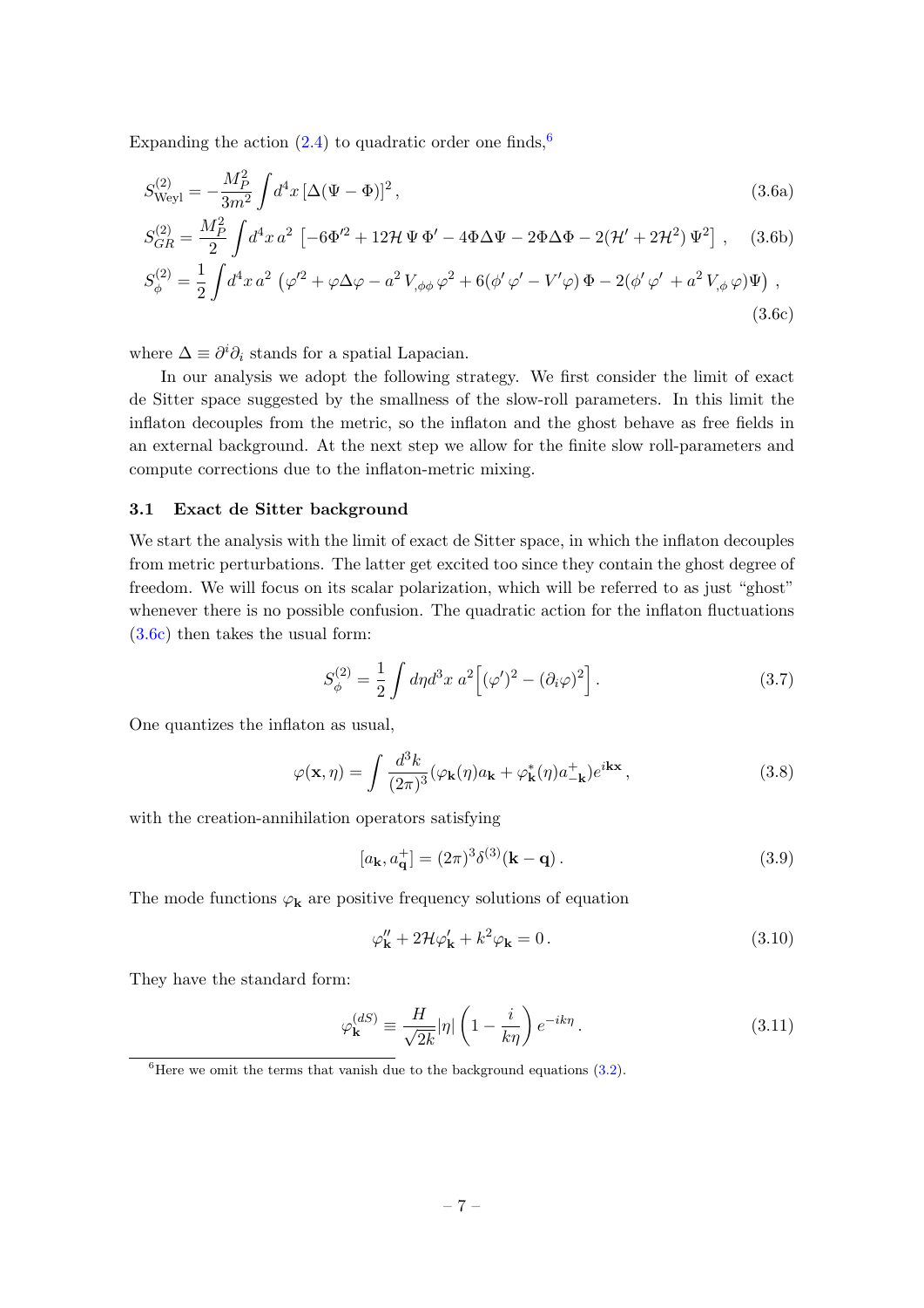Expanding the action (2.4) to quadratic order one finds,[6]

$$S^{(2)}_{\rm Weyl} = -\frac{M_P^2}{3m^2}\int d^4x \, [\Delta(\Psi - \Phi)]^2 \,, \tag{3.6a}$$

$$S^{(2)}_{GR} = \frac{M_P^2}{2}\int d^4x \, a^2 \, \left[-6\Phi'^2 + 12\mathcal{H}\,\Psi\,\Phi' - 4\Phi\Delta\Psi - 2\Phi\Delta\Phi - 2(\mathcal{H}' + 2\mathcal{H}^2)\,\Psi^2\right] \,, \tag{3.6b}$$

$$S^{(2)}_{\phi} = \frac{1}{2}\int d^4x \, a^2 \, \left(\varphi'^2 + \varphi\Delta\varphi - a^2\, V_{,\phi\phi}\,\varphi^2 + 6(\phi'\,\varphi' - V'\varphi)\,\Phi - 2(\phi'\,\varphi' + a^2\, V_{,\phi}\,\varphi)\Psi\right) \,, \tag{3.6c}$$

where $\Delta \equiv \partial^i\partial_i$ stands for a spatial Lapacian.

In our analysis we adopt the following strategy. We first consider the limit of exact de Sitter space suggested by the smallness of the slow-roll parameters. In this limit the inflaton decouples from the metric, so the inflaton and the ghost behave as free fields in an external background. At the next step we allow for the finite slow roll-parameters and compute corrections due to the inflaton-metric mixing.

### 3.1 Exact de Sitter background

We start the analysis with the limit of exact de Sitter space, in which the inflaton decouples from metric perturbations. The latter get excited too since they contain the ghost degree of freedom. We will focus on its scalar polarization, which will be referred to as just "ghost" whenever there is no possible confusion. The quadratic action for the inflaton fluctuations (3.6c) then takes the usual form:

$$S^{(2)}_{\phi} = \frac{1}{2}\int d\eta d^3x \; a^2\Big[(\varphi')^2 - (\partial_i\varphi)^2\Big] \,. \tag{3.7}$$

One quantizes the inflaton as usual,

$$\varphi(\mathbf{x},\eta) = \int \frac{d^3k}{(2\pi)^3}(\varphi_{\mathbf{k}}(\eta)a_{\mathbf{k}} + \varphi^*_{\mathbf{k}}(\eta)a^+_{-\mathbf{k}})e^{i\mathbf{k}\mathbf{x}} \,, \tag{3.8}$$

with the creation-annihilation operators satisfying

$$[a_{\mathbf{k}}, a^+_{\mathbf{q}}] = (2\pi)^3\delta^{(3)}(\mathbf{k} - \mathbf{q}) \,. \tag{3.9}$$

The mode functions $\varphi_{\mathbf{k}}$ are positive frequency solutions of equation

$$\varphi''_{\mathbf{k}} + 2\mathcal{H}\varphi'_{\mathbf{k}} + k^2\varphi_{\mathbf{k}} = 0 \,. \tag{3.10}$$

They have the standard form:

$$\varphi^{(dS)}_{\mathbf{k}} \equiv \frac{H}{\sqrt{2k}}|\eta|\left(1 - \frac{i}{k\eta}\right)e^{-ik\eta} \,. \tag{3.11}$$

[6] Here we omit the terms that vanish due to the background equations (3.2).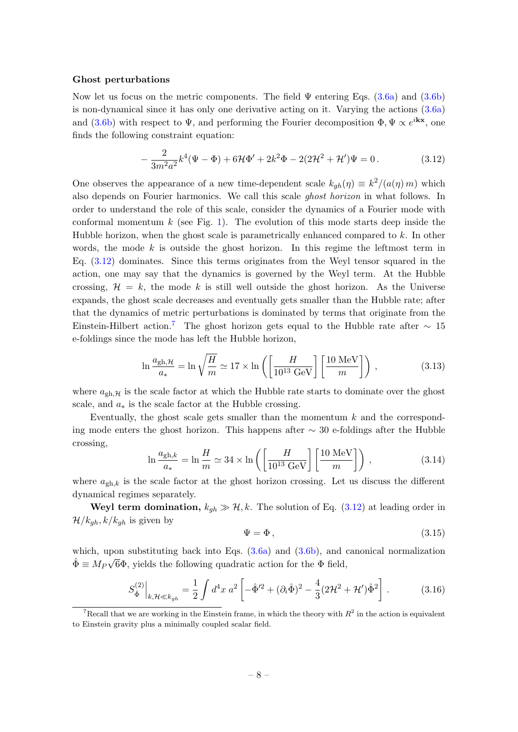### Ghost perturbations

Now let us focus on the metric components. The field $\Psi$ entering Eqs. (3.6a) and (3.6b) is non-dynamical since it has only one derivative acting on it. Varying the actions (3.6a) and (3.6b) with respect to $\Psi$, and performing the Fourier decomposition $\Phi, \Psi \propto e^{i\mathbf{kx}}$, one finds the following constraint equation:

$$-\frac{2}{3m^2a^2}k^4(\Psi-\Phi)+6\mathcal{H}\Phi'+2k^2\Phi-2(2\mathcal{H}^2+\mathcal{H}')\Psi=0\,. \tag{3.12}$$

One observes the appearance of a new time-dependent scale $k_{gh}(\eta) \equiv k^2/(a(\eta)\,m)$ which also depends on Fourier harmonics. We call this scale *ghost horizon* in what follows. In order to understand the role of this scale, consider the dynamics of a Fourier mode with conformal momentum $k$ (see Fig. 1). The evolution of this mode starts deep inside the Hubble horizon, when the ghost scale is parametrically enhanced compared to $k$. In other words, the mode $k$ is outside the ghost horizon. In this regime the leftmost term in Eq. (3.12) dominates. Since this terms originates from the Weyl tensor squared in the action, one may say that the dynamics is governed by the Weyl term. At the Hubble crossing, $\mathcal{H}=k$, the mode $k$ is still well outside the ghost horizon. As the Universe expands, the ghost scale decreases and eventually gets smaller than the Hubble rate; after that the dynamics of metric perturbations is dominated by terms that originate from the Einstein-Hilbert action.[7] The ghost horizon gets equal to the Hubble rate after $\sim 15$ e-foldings since the mode has left the Hubble horizon,

$$\ln\frac{a_{\text{gh},\mathcal{H}}}{a_*}=\ln\sqrt{\frac{H}{m}}\simeq 17\times\ln\left(\left[\frac{H}{10^{13}\text{ GeV}}\right]\left[\frac{10\text{ MeV}}{m}\right]\right)\,, \tag{3.13}$$

where $a_{\text{gh},\mathcal{H}}$ is the scale factor at which the Hubble rate starts to dominate over the ghost scale, and $a_*$ is the scale factor at the Hubble crossing.

Eventually, the ghost scale gets smaller than the momentum $k$ and the corresponding mode enters the ghost horizon. This happens after $\sim 30$ e-foldings after the Hubble crossing,

$$\ln\frac{a_{\text{gh},k}}{a_*}=\ln\frac{H}{m}\simeq 34\times\ln\left(\left[\frac{H}{10^{13}\text{ GeV}}\right]\left[\frac{10\text{ MeV}}{m}\right]\right)\,, \tag{3.14}$$

where $a_{\text{gh},k}$ is the scale factor at the ghost horizon crossing. Let us discuss the different dynamical regimes separately.

**Weyl term domination, $k_{gh}\gg\mathcal{H},k$.** The solution of Eq. (3.12) at leading order in $\mathcal{H}/k_{gh}, k/k_{gh}$ is given by

$$\Psi=\Phi\,, \tag{3.15}$$

which, upon substituting back into Eqs. (3.6a) and (3.6b), and canonical normalization $\hat{\Phi}\equiv M_P\sqrt{6}\Phi$, yields the following quadratic action for the $\Phi$ field,

$$S^{(2)}_{\hat{\Phi}}\Big|_{k,\mathcal{H}\ll k_{gh}}=\frac{1}{2}\int d^4x\;a^2\left[-\hat{\Phi}'^2+(\partial_i\hat{\Phi})^2-\frac{4}{3}(2\mathcal{H}^2+\mathcal{H}')\hat{\Phi}^2\right]\,. \tag{3.16}$$

[7] Recall that we are working in the Einstein frame, in which the theory with $R^2$ in the action is equivalent to Einstein gravity plus a minimally coupled scalar field.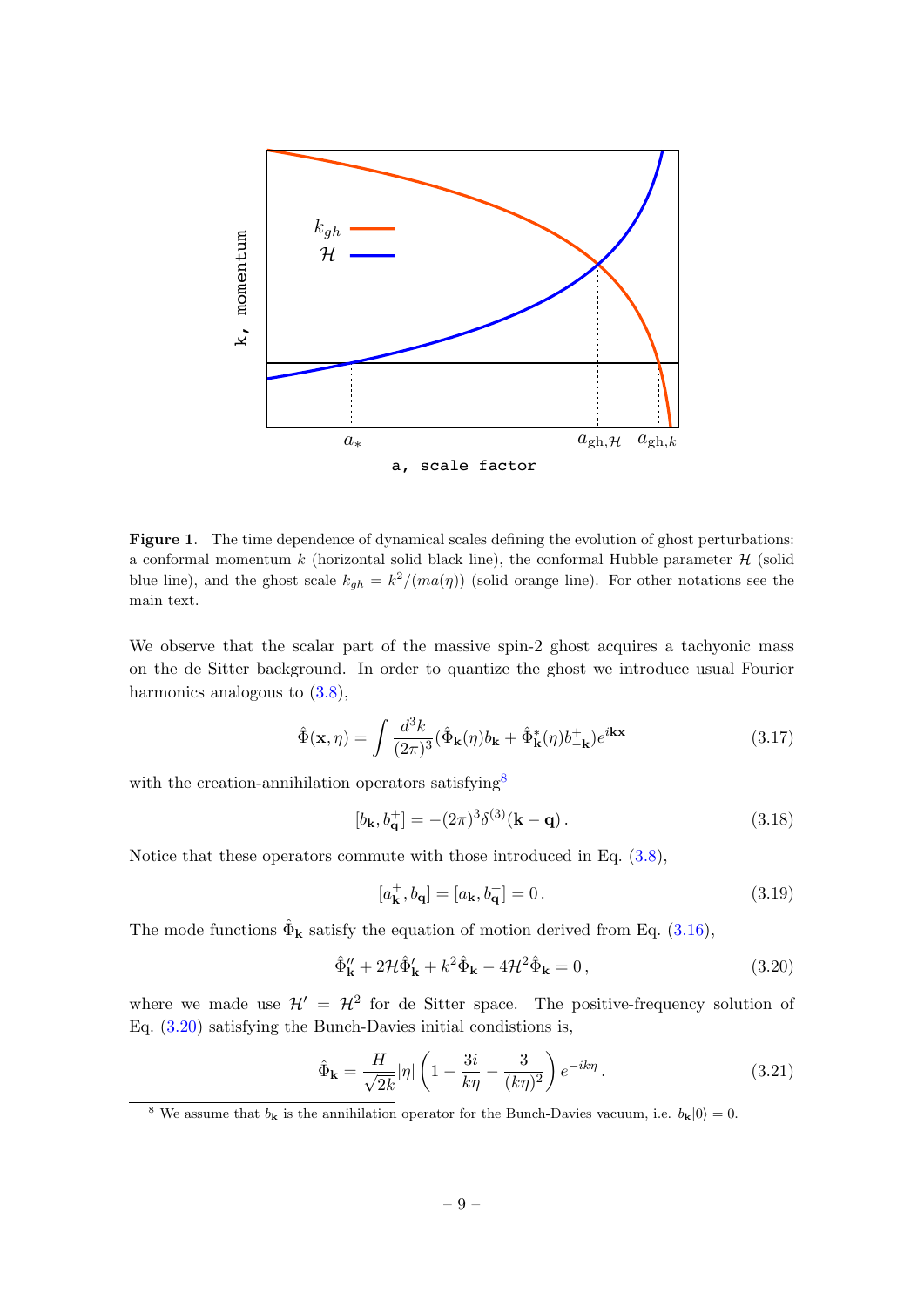**Figure 1**. The time dependence of dynamical scales defining the evolution of ghost perturbations: a conformal momentum $k$ (horizontal solid black line), the conformal Hubble parameter $\mathcal{H}$ (solid blue line), and the ghost scale $k_{gh} = k^2/(ma(\eta))$ (solid orange line). For other notations see the main text.

We observe that the scalar part of the massive spin-2 ghost acquires a tachyonic mass on the de Sitter background. In order to quantize the ghost we introduce usual Fourier harmonics analogous to (3.8),

$$\hat{\Phi}(\mathbf{x}, \eta) = \int \frac{d^3k}{(2\pi)^3} (\hat{\Phi}_{\mathbf{k}}(\eta) b_{\mathbf{k}} + \hat{\Phi}^*_{\mathbf{k}}(\eta) b^+_{-\mathbf{k}}) e^{i\mathbf{kx}} \tag{3.17}$$

with the creation-annihilation operators satisfying[8]

$$[b_{\mathbf{k}}, b^+_{\mathbf{q}}] = -(2\pi)^3 \delta^{(3)}(\mathbf{k} - \mathbf{q}) \,. \tag{3.18}$$

Notice that these operators commute with those introduced in Eq. (3.8),

$$[a^+_{\mathbf{k}}, b_{\mathbf{q}}] = [a_{\mathbf{k}}, b^+_{\mathbf{q}}] = 0 \,. \tag{3.19}$$

The mode functions $\hat{\Phi}_{\mathbf{k}}$ satisfy the equation of motion derived from Eq. (3.16),

$$\hat{\Phi}''_{\mathbf{k}} + 2\mathcal{H}\hat{\Phi}'_{\mathbf{k}} + k^2 \hat{\Phi}_{\mathbf{k}} - 4\mathcal{H}^2 \hat{\Phi}_{\mathbf{k}} = 0 \,, \tag{3.20}$$

where we made use $\mathcal{H}' = \mathcal{H}^2$ for de Sitter space. The positive-frequency solution of Eq. (3.20) satisfying the Bunch-Davies initial conditions is,

$$\hat{\Phi}_{\mathbf{k}} = \frac{H}{\sqrt{2k}} |\eta| \left( 1 - \frac{3i}{k\eta} - \frac{3}{(k\eta)^2} \right) e^{-ik\eta} \,. \tag{3.21}$$

[8] We assume that $b_{\mathbf{k}}$ is the annihilation operator for the Bunch-Davies vacuum, i.e. $b_{\mathbf{k}}|0\rangle = 0$.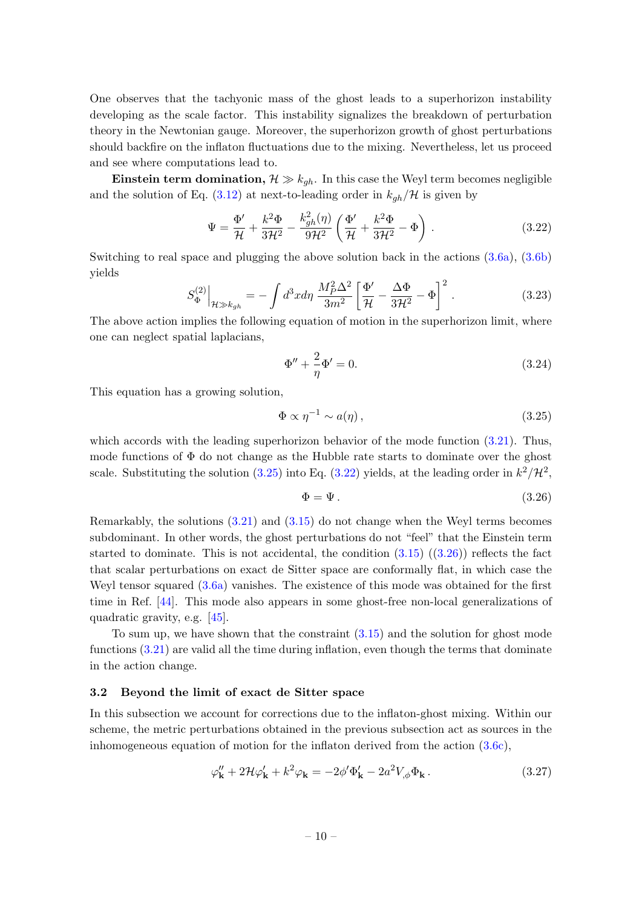One observes that the tachyonic mass of the ghost leads to a superhorizon instability developing as the scale factor. This instability signalizes the breakdown of perturbation theory in the Newtonian gauge. Moreover, the superhorizon growth of ghost perturbations should backfire on the inflaton fluctuations due to the mixing. Nevertheless, let us proceed and see where computations lead to.

**Einstein term domination, $\mathcal{H} \gg k_{gh}$.** In this case the Weyl term becomes negligible and the solution of Eq. (3.12) at next-to-leading order in $k_{gh}/\mathcal{H}$ is given by

$$\Psi = \frac{\Phi'}{\mathcal{H}} + \frac{k^2\Phi}{3\mathcal{H}^2} - \frac{k_{gh}^2(\eta)}{9\mathcal{H}^2}\left(\frac{\Phi'}{\mathcal{H}} + \frac{k^2\Phi}{3\mathcal{H}^2} - \Phi\right) . \tag{3.22}$$

Switching to real space and plugging the above solution back in the actions (3.6a), (3.6b) yields

$$S_{\Phi}^{(2)}\Big|_{\mathcal{H}\gg k_{gh}} = -\int d^3x d\eta \, \frac{M_P^2 \Delta^2}{3m^2}\left[\frac{\Phi'}{\mathcal{H}} - \frac{\Delta\Phi}{3\mathcal{H}^2} - \Phi\right]^2 . \tag{3.23}$$

The above action implies the following equation of motion in the superhorizon limit, where one can neglect spatial laplacians,

$$\Phi'' + \frac{2}{\eta}\Phi' = 0. \tag{3.24}$$

This equation has a growing solution,

$$\Phi \propto \eta^{-1} \sim a(\eta) , \tag{3.25}$$

which accords with the leading superhorizon behavior of the mode function (3.21). Thus, mode functions of $\Phi$ do not change as the Hubble rate starts to dominate over the ghost scale. Substituting the solution (3.25) into Eq. (3.22) yields, at the leading order in $k^2/\mathcal{H}^2$,

$$\Phi = \Psi . \tag{3.26}$$

Remarkably, the solutions (3.21) and (3.15) do not change when the Weyl terms becomes subdominant. In other words, the ghost perturbations do not "feel" that the Einstein term started to dominate. This is not accidental, the condition (3.15) ((3.26)) reflects the fact that scalar perturbations on exact de Sitter space are conformally flat, in which case the Weyl tensor squared (3.6a) vanishes. The existence of this mode was obtained for the first time in Ref. [44]. This mode also appears in some ghost-free non-local generalizations of quadratic gravity, e.g. [45].

To sum up, we have shown that the constraint (3.15) and the solution for ghost mode functions (3.21) are valid all the time during inflation, even though the terms that dominate in the action change.

### 3.2 Beyond the limit of exact de Sitter space

In this subsection we account for corrections due to the inflaton-ghost mixing. Within our scheme, the metric perturbations obtained in the previous subsection act as sources in the inhomogeneous equation of motion for the inflaton derived from the action (3.6c),

$$\varphi_{\mathbf{k}}'' + 2\mathcal{H}\varphi_{\mathbf{k}}' + k^2\varphi_{\mathbf{k}} = -2\phi'\Phi_{\mathbf{k}}' - 2a^2 V_{,\phi}\Phi_{\mathbf{k}} . \tag{3.27}$$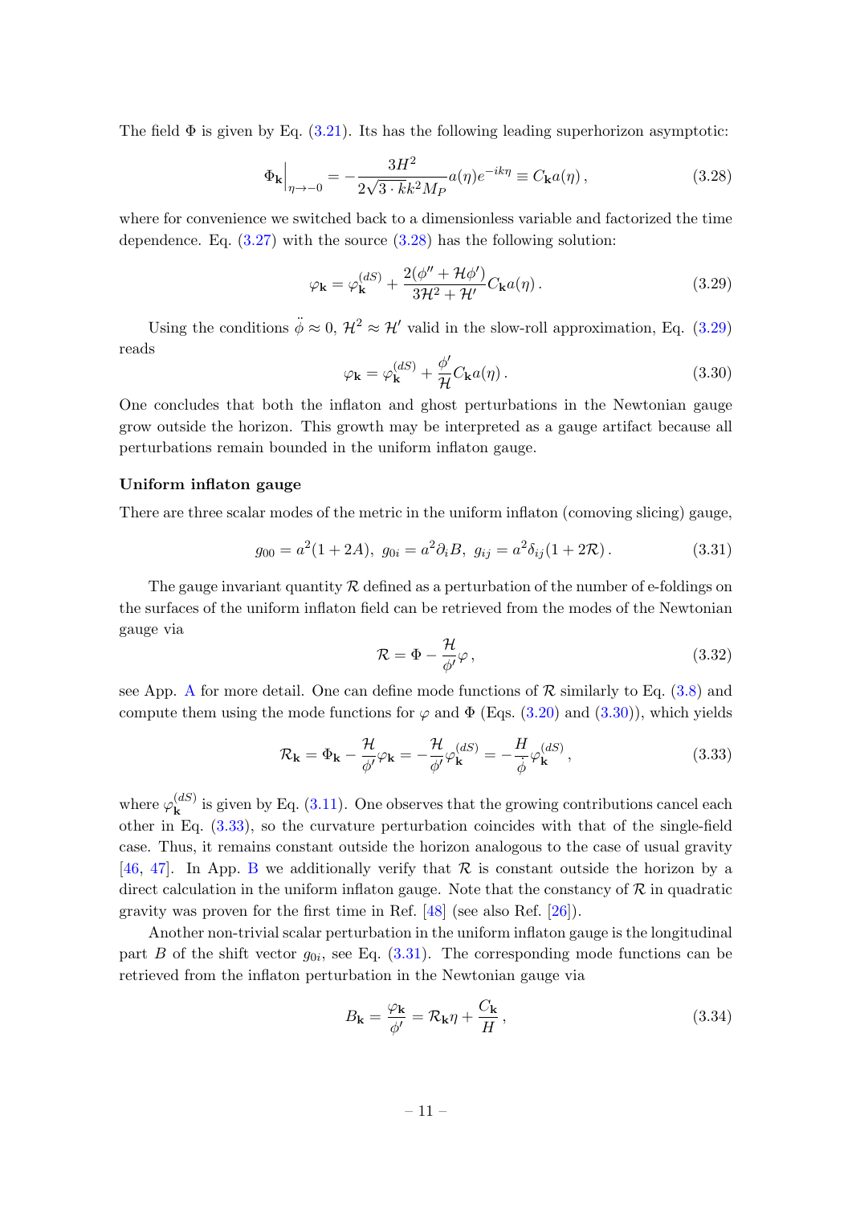The field $\Phi$ is given by Eq. (3.21). Its has the following leading superhorizon asymptotic:

$$\Phi_{\mathbf{k}}\Big|_{\eta\to -0} = -\frac{3H^2}{2\sqrt{3}\cdot k k^2 M_P}a(\eta)e^{-ik\eta} \equiv C_{\mathbf{k}}a(\eta)\,, \tag{3.28}$$

where for convenience we switched back to a dimensionless variable and factorized the time dependence. Eq. (3.27) with the source (3.28) has the following solution:

$$\varphi_{\mathbf{k}} = \varphi_{\mathbf{k}}^{(dS)} + \frac{2(\phi'' + \mathcal{H}\phi')}{3\mathcal{H}^2 + \mathcal{H}'}C_{\mathbf{k}}a(\eta)\,. \tag{3.29}$$

Using the conditions $\ddot{\phi} \approx 0$, $\mathcal{H}^2 \approx \mathcal{H}'$ valid in the slow-roll approximation, Eq. (3.29) reads

$$\varphi_{\mathbf{k}} = \varphi_{\mathbf{k}}^{(dS)} + \frac{\phi'}{\mathcal{H}}C_{\mathbf{k}}a(\eta)\,. \tag{3.30}$$

One concludes that both the inflaton and ghost perturbations in the Newtonian gauge grow outside the horizon. This growth may be interpreted as a gauge artifact because all perturbations remain bounded in the uniform inflaton gauge.

### Uniform inflaton gauge

There are three scalar modes of the metric in the uniform inflaton (comoving slicing) gauge,

$$g_{00} = a^2(1+2A),\ g_{0i} = a^2\partial_i B,\ g_{ij} = a^2\delta_{ij}(1+2\mathcal{R})\,. \tag{3.31}$$

The gauge invariant quantity $\mathcal{R}$ defined as a perturbation of the number of e-foldings on the surfaces of the uniform inflaton field can be retrieved from the modes of the Newtonian gauge via

$$\mathcal{R} = \Phi - \frac{\mathcal{H}}{\phi'}\varphi\,, \tag{3.32}$$

see App. A for more detail. One can define mode functions of $\mathcal{R}$ similarly to Eq. (3.8) and compute them using the mode functions for $\varphi$ and $\Phi$ (Eqs. (3.20) and (3.30)), which yields

$$\mathcal{R}_{\mathbf{k}} = \Phi_{\mathbf{k}} - \frac{\mathcal{H}}{\phi'}\varphi_{\mathbf{k}} = -\frac{\mathcal{H}}{\phi'}\varphi_{\mathbf{k}}^{(dS)} = -\frac{H}{\dot{\phi}}\varphi_{\mathbf{k}}^{(dS)}\,, \tag{3.33}$$

where $\varphi_{\mathbf{k}}^{(dS)}$ is given by Eq. (3.11). One observes that the growing contributions cancel each other in Eq. (3.33), so the curvature perturbation coincides with that of the single-field case. Thus, it remains constant outside the horizon analogous to the case of usual gravity [46, 47]. In App. B we additionally verify that $\mathcal{R}$ is constant outside the horizon by a direct calculation in the uniform inflaton gauge. Note that the constancy of $\mathcal{R}$ in quadratic gravity was proven for the first time in Ref. [48] (see also Ref. [26]).

Another non-trivial scalar perturbation in the uniform inflaton gauge is the longitudinal part $B$ of the shift vector $g_{0i}$, see Eq. (3.31). The corresponding mode functions can be retrieved from the inflaton perturbation in the Newtonian gauge via

$$B_{\mathbf{k}} = \frac{\varphi_{\mathbf{k}}}{\phi'} = \mathcal{R}_{\mathbf{k}}\eta + \frac{C_{\mathbf{k}}}{H}\,, \tag{3.34}$$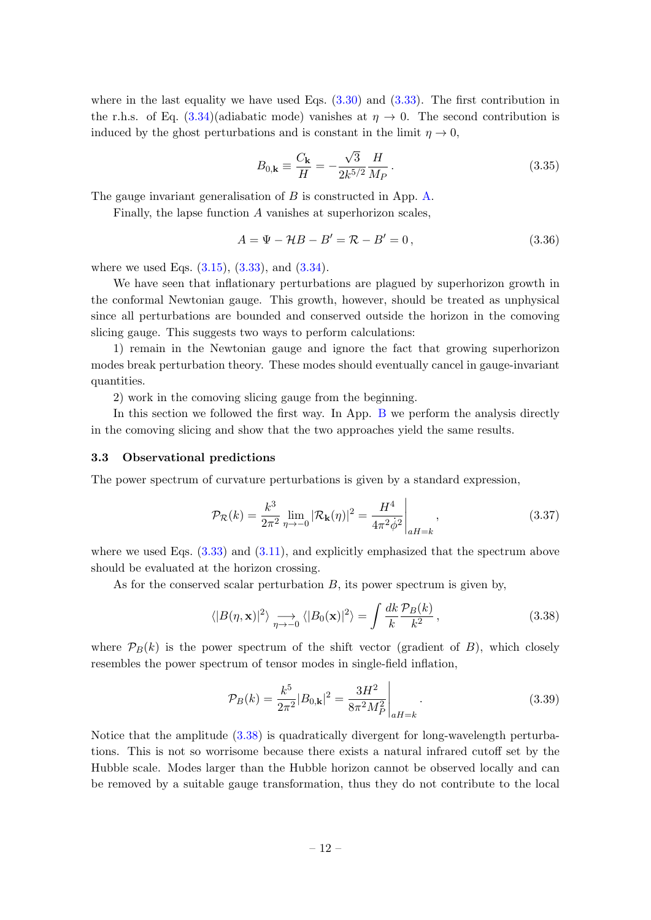where in the last equality we have used Eqs. (3.30) and (3.33). The first contribution in the r.h.s. of Eq. (3.34)(adiabatic mode) vanishes at $\eta \to 0$. The second contribution is induced by the ghost perturbations and is constant in the limit $\eta \to 0$,

$$B_{0,\mathbf{k}} \equiv \frac{C_\mathbf{k}}{H} = -\frac{\sqrt{3}}{2k^{5/2}}\frac{H}{M_P}\,. \tag{3.35}$$

The gauge invariant generalisation of $B$ is constructed in App. A.

Finally, the lapse function $A$ vanishes at superhorizon scales,

$$A = \Psi - \mathcal{H}B - B' = \mathcal{R} - B' = 0\,, \tag{3.36}$$

where we used Eqs. (3.15), (3.33), and (3.34).

We have seen that inflationary perturbations are plagued by superhorizon growth in the conformal Newtonian gauge. This growth, however, should be treated as unphysical since all perturbations are bounded and conserved outside the horizon in the comoving slicing gauge. This suggests two ways to perform calculations:

1) remain in the Newtonian gauge and ignore the fact that growing superhorizon modes break perturbation theory. These modes should eventually cancel in gauge-invariant quantities.

2) work in the comoving slicing gauge from the beginning.

In this section we followed the first way. In App. B we perform the analysis directly in the comoving slicing and show that the two approaches yield the same results.

### 3.3 Observational predictions

The power spectrum of curvature perturbations is given by a standard expression,

$$\mathcal{P}_\mathcal{R}(k) = \frac{k^3}{2\pi^2}\lim_{\eta\to 0}|\mathcal{R}_\mathbf{k}(\eta)|^2 = \left.\frac{H^4}{4\pi^2\dot{\phi}^2}\right|_{aH=k}\,, \tag{3.37}$$

where we used Eqs. (3.33) and (3.11), and explicitly emphasized that the spectrum above should be evaluated at the horizon crossing.

As for the conserved scalar perturbation $B$, its power spectrum is given by,

$$\langle|B(\eta,\mathbf{x})|^2\rangle \underset{\eta\to -0}{\longrightarrow} \langle|B_0(\mathbf{x})|^2\rangle = \int\frac{dk}{k}\frac{\mathcal{P}_B(k)}{k^2}\,, \tag{3.38}$$

where $\mathcal{P}_B(k)$ is the power spectrum of the shift vector (gradient of $B$), which closely resembles the power spectrum of tensor modes in single-field inflation,

$$\mathcal{P}_B(k) = \frac{k^5}{2\pi^2}|B_{0,\mathbf{k}}|^2 = \left.\frac{3H^2}{8\pi^2M_P^2}\right|_{aH=k}\,. \tag{3.39}$$

Notice that the amplitude (3.38) is quadratically divergent for long-wavelength perturbations. This is not so worrisome because there exists a natural infrared cutoff set by the Hubble scale. Modes larger than the Hubble horizon cannot be observed locally and can be removed by a suitable gauge transformation, thus they do not contribute to the local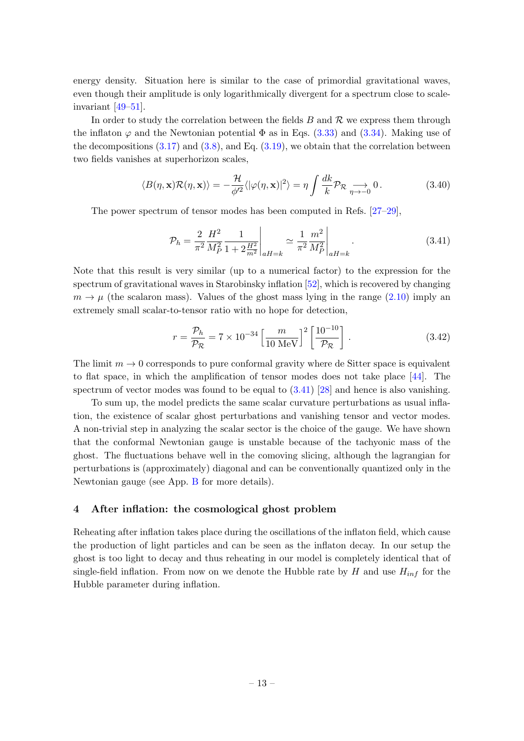energy density. Situation here is similar to the case of primordial gravitational waves, even though their amplitude is only logarithmically divergent for a spectrum close to scale-invariant [49–51].

In order to study the correlation between the fields $B$ and $\mathcal{R}$ we express them through the inflaton $\varphi$ and the Newtonian potential $\Phi$ as in Eqs. (3.33) and (3.34). Making use of the decompositions (3.17) and (3.8), and Eq. (3.19), we obtain that the correlation between two fields vanishes at superhorizon scales,

$$\langle B(\eta, \mathbf{x}) \mathcal{R}(\eta, \mathbf{x}) \rangle = -\frac{\mathcal{H}}{\phi'^2} \langle |\varphi(\eta, \mathbf{x})|^2 \rangle = \eta \int \frac{dk}{k} \mathcal{P}_{\mathcal{R}} \underset{\eta \to -0}{\longrightarrow} 0 \,. \tag{3.40}$$

The power spectrum of tensor modes has been computed in Refs. [27–29],

$$\mathcal{P}_h = \frac{2}{\pi^2} \frac{H^2}{M_P^2} \frac{1}{1 + 2\frac{H^2}{m^2}} \bigg|_{aH=k} \simeq \frac{1}{\pi^2} \frac{m^2}{M_P^2} \bigg|_{aH=k} \,. \tag{3.41}$$

Note that this result is very similar (up to a numerical factor) to the expression for the spectrum of gravitational waves in Starobinsky inflation [52], which is recovered by changing $m \to \mu$ (the scalaron mass). Values of the ghost mass lying in the range (2.10) imply an extremely small scalar-to-tensor ratio with no hope for detection,

$$r = \frac{\mathcal{P}_h}{\mathcal{P}_{\mathcal{R}}} = 7 \times 10^{-34} \left[ \frac{m}{10\,\text{MeV}} \right]^2 \left[ \frac{10^{-10}}{\mathcal{P}_{\mathcal{R}}} \right] \,. \tag{3.42}$$

The limit $m \to 0$ corresponds to pure conformal gravity where de Sitter space is equivalent to flat space, in which the amplification of tensor modes does not take place [44]. The spectrum of vector modes was found to be equal to (3.41) [28] and hence is also vanishing.

To sum up, the model predicts the same scalar curvature perturbations as usual inflation, the existence of scalar ghost perturbations and vanishing tensor and vector modes. A non-trivial step in analyzing the scalar sector is the choice of the gauge. We have shown that the conformal Newtonian gauge is unstable because of the tachyonic mass of the ghost. The fluctuations behave well in the comoving slicing, although the lagrangian for perturbations is (approximately) diagonal and can be conventionally quantized only in the Newtonian gauge (see App. B for more details).

## 4 After inflation: the cosmological ghost problem

Reheating after inflation takes place during the oscillations of the inflaton field, which cause the production of light particles and can be seen as the inflaton decay. In our setup the ghost is too light to decay and thus reheating in our model is completely identical that of single-field inflation. From now on we denote the Hubble rate by $H$ and use $H_{inf}$ for the Hubble parameter during inflation.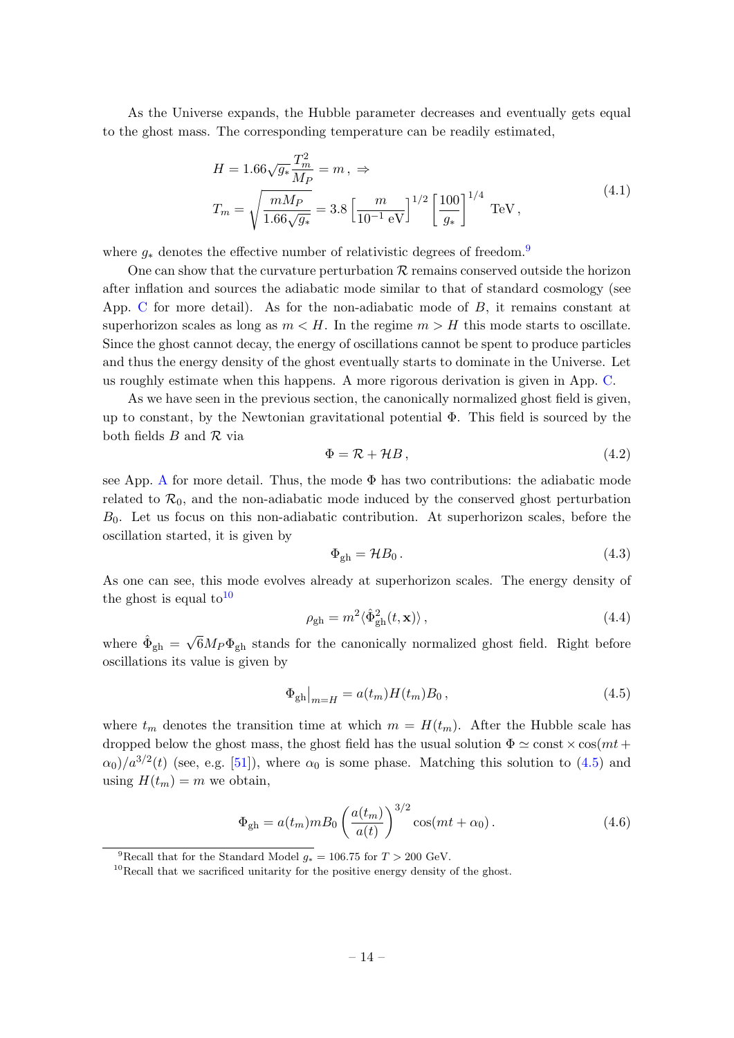As the Universe expands, the Hubble parameter decreases and eventually gets equal to the ghost mass. The corresponding temperature can be readily estimated,

$$
\begin{aligned}
&H = 1.66\sqrt{g_*}\frac{T_m^2}{M_P} = m\,, \;\Rightarrow \\
&T_m = \sqrt{\frac{mM_P}{1.66\sqrt{g_*}}} = 3.8\left[\frac{m}{10^{-1}\ \text{eV}}\right]^{1/2}\left[\frac{100}{g_*}\right]^{1/4}\ \text{TeV}\,,
\end{aligned}
\tag{4.1}
$$

where $g_*$ denotes the effective number of relativistic degrees of freedom.[9]

One can show that the curvature perturbation $\mathcal{R}$ remains conserved outside the horizon after inflation and sources the adiabatic mode similar to that of standard cosmology (see App. C for more detail). As for the non-adiabatic mode of $B$, it remains constant at superhorizon scales as long as $m < H$. In the regime $m > H$ this mode starts to oscillate. Since the ghost cannot decay, the energy of oscillations cannot be spent to produce particles and thus the energy density of the ghost eventually starts to dominate in the Universe. Let us roughly estimate when this happens. A more rigorous derivation is given in App. C.

As we have seen in the previous section, the canonically normalized ghost field is given, up to constant, by the Newtonian gravitational potential $\Phi$. This field is sourced by the both fields $B$ and $\mathcal{R}$ via

$$
\Phi = \mathcal{R} + \mathcal{H}B\,, \tag{4.2}
$$

see App. A for more detail. Thus, the mode $\Phi$ has two contributions: the adiabatic mode related to $\mathcal{R}_0$, and the non-adiabatic mode induced by the conserved ghost perturbation $B_0$. Let us focus on this non-adiabatic contribution. At superhorizon scales, before the oscillation started, it is given by

$$
\Phi_{\text{gh}} = \mathcal{H}B_0\,. \tag{4.3}
$$

As one can see, this mode evolves already at superhorizon scales. The energy density of the ghost is equal to[10]

$$
\rho_{\text{gh}} = m^2\langle\hat{\Phi}^2_{\text{gh}}(t,\mathbf{x})\rangle\,, \tag{4.4}
$$

where $\hat{\Phi}_{\text{gh}} = \sqrt{6}M_P\Phi_{\text{gh}}$ stands for the canonically normalized ghost field. Right before oscillations its value is given by

$$
\Phi_{\text{gh}}\big|_{m=H} = a(t_m)H(t_m)B_0\,, \tag{4.5}
$$

where $t_m$ denotes the transition time at which $m = H(t_m)$. After the Hubble scale has dropped below the ghost mass, the ghost field has the usual solution $\Phi \simeq \text{const}\times\cos(mt+\alpha_0)/a^{3/2}(t)$ (see, e.g. [51]), where $\alpha_0$ is some phase. Matching this solution to (4.5) and using $H(t_m) = m$ we obtain,

$$
\Phi_{\text{gh}} = a(t_m)mB_0\left(\frac{a(t_m)}{a(t)}\right)^{3/2}\cos(mt+\alpha_0)\,. \tag{4.6}
$$

[9] Recall that for the Standard Model $g_* = 106.75$ for $T > 200$ GeV.

[10] Recall that we sacrificed unitarity for the positive energy density of the ghost.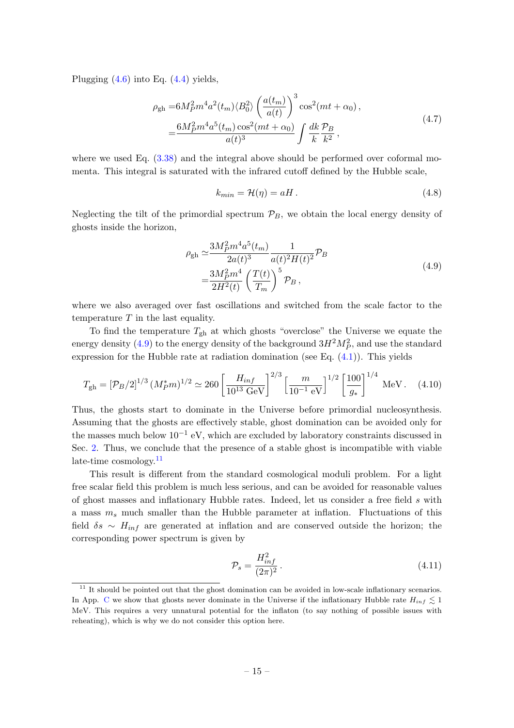Plugging (4.6) into Eq. (4.4) yields,

$$
\begin{aligned}
\rho_{\rm gh} =& 6M_P^2 m^4 a^2(t_m)\langle B_0^2\rangle \left(\frac{a(t_m)}{a(t)}\right)^3 \cos^2(mt+\alpha_0)\,, \\
=& \frac{6M_P^2 m^4 a^5(t_m)\cos^2(mt+\alpha_0)}{a(t)^3}\int \frac{dk}{k}\frac{\mathcal{P}_B}{k^2}\,,
\end{aligned}
\tag{4.7}
$$

where we used Eq. (3.38) and the integral above should be performed over coformal momenta. This integral is saturated with the infrared cutoff defined by the Hubble scale,

$$
k_{min} = \mathcal{H}(\eta) = aH\,. \tag{4.8}
$$

Neglecting the tilt of the primordial spectrum $\mathcal{P}_B$, we obtain the local energy density of ghosts inside the horizon,

$$
\begin{aligned}
\rho_{\rm gh} \simeq& \frac{3M_P^2 m^4 a^5(t_m)}{2a(t)^3}\frac{1}{a(t)^2 H(t)^2}\mathcal{P}_B \\
=& \frac{3M_P^2 m^4}{2H^2(t)}\left(\frac{T(t)}{T_m}\right)^5 \mathcal{P}_B\,,
\end{aligned}
\tag{4.9}
$$

where we also averaged over fast oscillations and switched from the scale factor to the temperature $T$ in the last equality.

To find the temperature $T_{\rm gh}$ at which ghosts "overclose" the Universe we equate the energy density (4.9) to the energy density of the background $3H^2 M_P^2$, and use the standard expression for the Hubble rate at radiation domination (see Eq. (4.1)). This yields

$$
T_{\rm gh} = \left[\mathcal{P}_B/2\right]^{1/3}(M_P^* m)^{1/2} \simeq 260\left[\frac{H_{inf}}{10^{13}\ \text{GeV}}\right]^{2/3}\left[\frac{m}{10^{-1}\ \text{eV}}\right]^{1/2}\left[\frac{100}{g_*}\right]^{1/4}\ \text{MeV}\,. \tag{4.10}
$$

Thus, the ghosts start to dominate in the Universe before primordial nucleosynthesis. Assuming that the ghosts are effectively stable, ghost domination can be avoided only for the masses much below $10^{-1}$ eV, which are excluded by laboratory constraints discussed in Sec. 2. Thus, we conclude that the presence of a stable ghost is incompatible with viable late-time cosmology.[11]

This result is different from the standard cosmological moduli problem. For a light free scalar field this problem is much less serious, and can be avoided for reasonable values of ghost masses and inflationary Hubble rates. Indeed, let us consider a free field $s$ with a mass $m_s$ much smaller than the Hubble parameter at inflation. Fluctuations of this field $\delta s \sim H_{inf}$ are generated at inflation and are conserved outside the horizon; the corresponding power spectrum is given by

$$
\mathcal{P}_s = \frac{H_{inf}^2}{(2\pi)^2}\,. \tag{4.11}
$$

[11] It should be pointed out that the ghost domination can be avoided in low-scale inflationary scenarios. In App. C we show that ghosts never dominate in the Universe if the inflationary Hubble rate $H_{inf} \lesssim 1$ MeV. This requires a very unnatural potential for the inflaton (to say nothing of possible issues with reheating), which is why we do not consider this option here.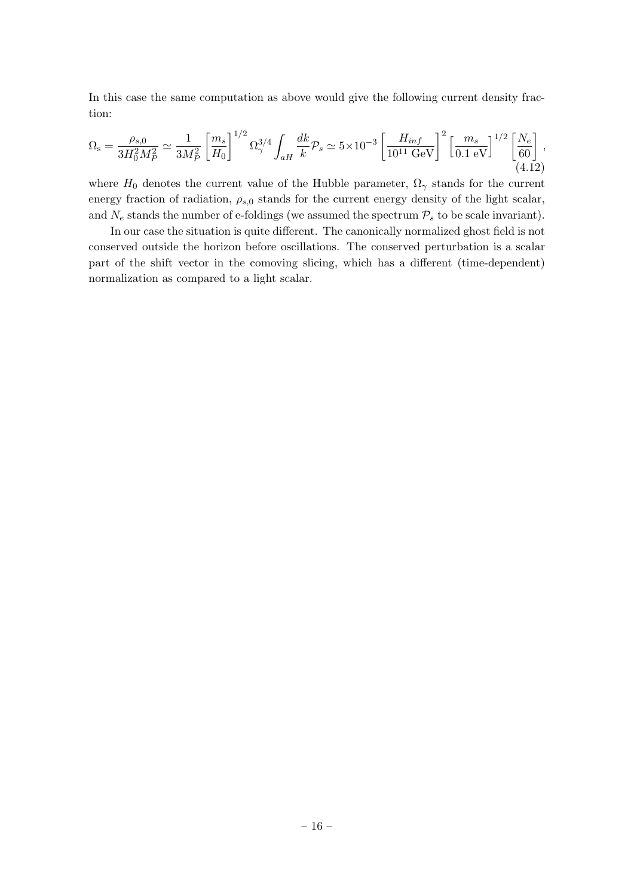In this case the same computation as above would give the following current density fraction:

$$
\Omega_{\rm s} = \frac{\rho_{s,0}}{3H_0^2 M_P^2} \simeq \frac{1}{3M_P^2}\left[\frac{m_s}{H_0}\right]^{1/2}\Omega_\gamma^{3/4}\int_{aH}\frac{dk}{k}\mathcal{P}_s \simeq 5{\times}10^{-3}\left[\frac{H_{inf}}{10^{11}\ \text{GeV}}\right]^2\left[\frac{m_s}{0.1\ \text{eV}}\right]^{1/2}\left[\frac{N_e}{60}\right], \tag{4.12}
$$

where $H_0$ denotes the current value of the Hubble parameter, $\Omega_\gamma$ stands for the current energy fraction of radiation, $\rho_{s,0}$ stands for the current energy density of the light scalar, and $N_e$ stands the number of e-foldings (we assumed the spectrum $\mathcal{P}_s$ to be scale invariant).

In our case the situation is quite different. The canonically normalized ghost field is not conserved outside the horizon before oscillations. The conserved perturbation is a scalar part of the shift vector in the comoving slicing, which has a different (time-dependent) normalization as compared to a light scalar.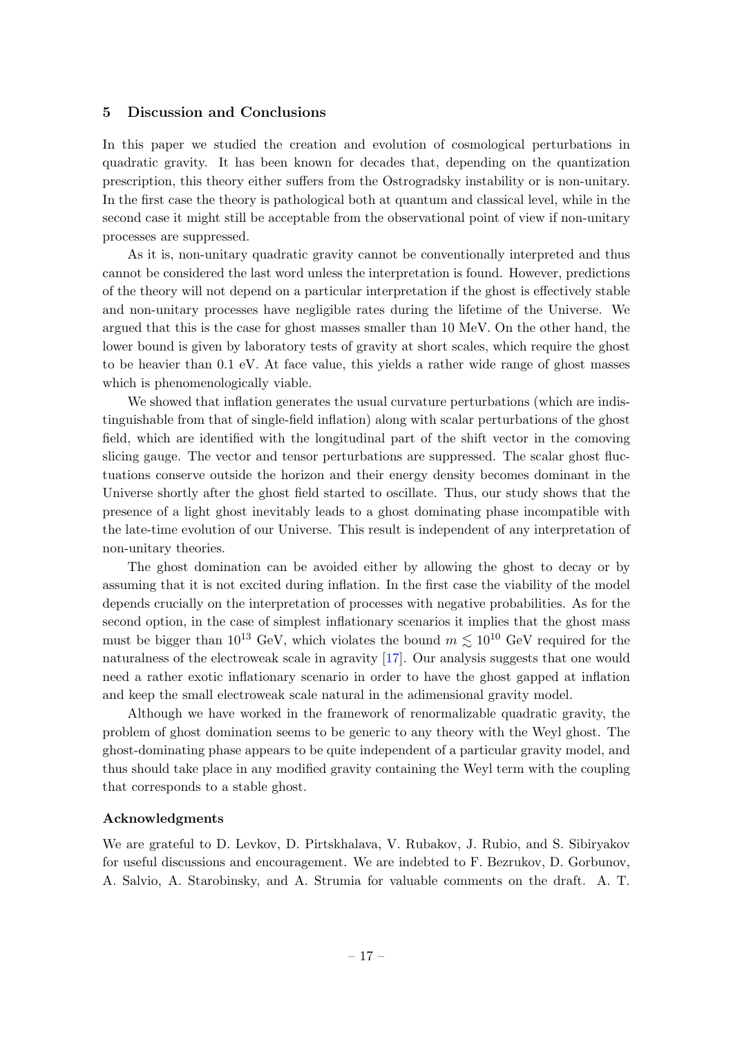## 5 Discussion and Conclusions

In this paper we studied the creation and evolution of cosmological perturbations in quadratic gravity. It has been known for decades that, depending on the quantization prescription, this theory either suffers from the Ostrogradsky instability or is non-unitary. In the first case the theory is pathological both at quantum and classical level, while in the second case it might still be acceptable from the observational point of view if non-unitary processes are suppressed.

As it is, non-unitary quadratic gravity cannot be conventionally interpreted and thus cannot be considered the last word unless the interpretation is found. However, predictions of the theory will not depend on a particular interpretation if the ghost is effectively stable and non-unitary processes have negligible rates during the lifetime of the Universe. We argued that this is the case for ghost masses smaller than 10 MeV. On the other hand, the lower bound is given by laboratory tests of gravity at short scales, which require the ghost to be heavier than 0.1 eV. At face value, this yields a rather wide range of ghost masses which is phenomenologically viable.

We showed that inflation generates the usual curvature perturbations (which are indistinguishable from that of single-field inflation) along with scalar perturbations of the ghost field, which are identified with the longitudinal part of the shift vector in the comoving slicing gauge. The vector and tensor perturbations are suppressed. The scalar ghost fluctuations conserve outside the horizon and their energy density becomes dominant in the Universe shortly after the ghost field started to oscillate. Thus, our study shows that the presence of a light ghost inevitably leads to a ghost dominating phase incompatible with the late-time evolution of our Universe. This result is independent of any interpretation of non-unitary theories.

The ghost domination can be avoided either by allowing the ghost to decay or by assuming that it is not excited during inflation. In the first case the viability of the model depends crucially on the interpretation of processes with negative probabilities. As for the second option, in the case of simplest inflationary scenarios it implies that the ghost mass must be bigger than $10^{13}$ GeV, which violates the bound $m \lesssim 10^{10}$ GeV required for the naturalness of the electroweak scale in agravity [17]. Our analysis suggests that one would need a rather exotic inflationary scenario in order to have the ghost gapped at inflation and keep the small electroweak scale natural in the adimensional gravity model.

Although we have worked in the framework of renormalizable quadratic gravity, the problem of ghost domination seems to be generic to any theory with the Weyl ghost. The ghost-dominating phase appears to be quite independent of a particular gravity model, and thus should take place in any modified gravity containing the Weyl term with the coupling that corresponds to a stable ghost.

### Acknowledgments

We are grateful to D. Levkov, D. Pirtskhalava, V. Rubakov, J. Rubio, and S. Sibiryakov for useful discussions and encouragement. We are indebted to F. Bezrukov, D. Gorbunov, A. Salvio, A. Starobinsky, and A. Strumia for valuable comments on the draft. A. T.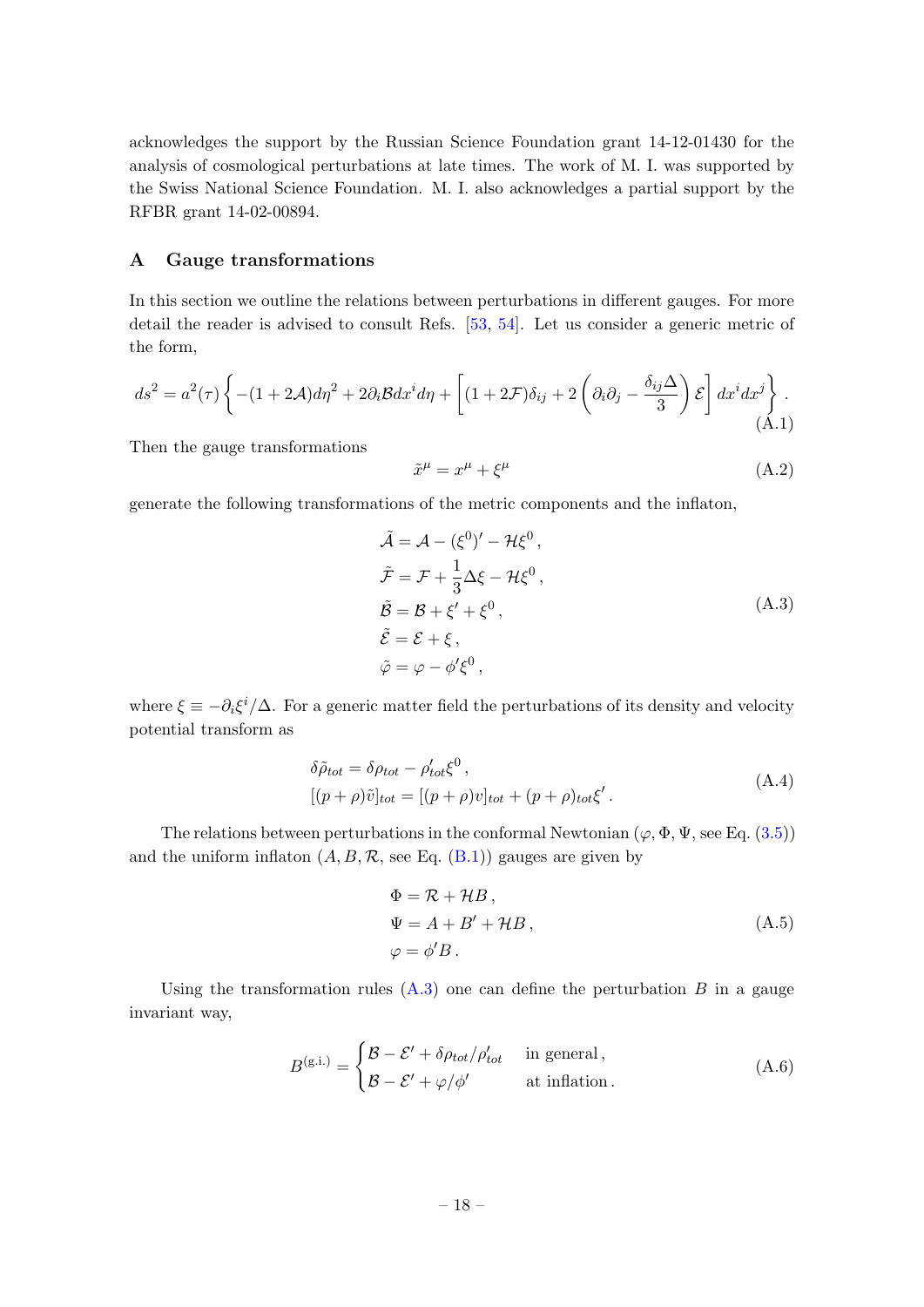acknowledges the support by the Russian Science Foundation grant 14-12-01430 for the analysis of cosmological perturbations at late times. The work of M. I. was supported by the Swiss National Science Foundation. M. I. also acknowledges a partial support by the RFBR grant 14-02-00894.

## A Gauge transformations

In this section we outline the relations between perturbations in different gauges. For more detail the reader is advised to consult Refs. [53, 54]. Let us consider a generic metric of the form,

$$ds^2 = a^2(\tau)\left\{-(1+2\mathcal{A})d\eta^2 + 2\partial_i\mathcal{B}dx^i d\eta + \left[(1+2\mathcal{F})\delta_{ij} + 2\left(\partial_i\partial_j - \frac{\delta_{ij}\Delta}{3}\right)\mathcal{E}\right]dx^i dx^j\right\}. \tag{A.1}$$

Then the gauge transformations

$$\tilde{x}^\mu = x^\mu + \xi^\mu \tag{A.2}$$

generate the following transformations of the metric components and the inflaton,

$$\begin{aligned}
\tilde{\mathcal{A}} &= \mathcal{A} - (\xi^0)' - \mathcal{H}\xi^0\,,\\
\tilde{\mathcal{F}} &= \mathcal{F} + \frac{1}{3}\Delta\xi - \mathcal{H}\xi^0\,,\\
\tilde{\mathcal{B}} &= \mathcal{B} + \xi' + \xi^0\,,\\
\tilde{\mathcal{E}} &= \mathcal{E} + \xi\,,\\
\tilde{\varphi} &= \varphi - \phi'\xi^0\,,
\end{aligned} \tag{A.3}$$

where $\xi \equiv -\partial_i\xi^i/\Delta$. For a generic matter field the perturbations of its density and velocity potential transform as

$$\begin{aligned}
\delta\tilde{\rho}_{tot} &= \delta\rho_{tot} - \rho_{tot}'\xi^0\,,\\
[(p+\rho)\tilde{v}]_{tot} &= [(p+\rho)v]_{tot} + (p+\rho)_{tot}\xi'\,.
\end{aligned} \tag{A.4}$$

The relations between perturbations in the conformal Newtonian ($\varphi, \Phi, \Psi$, see Eq. (3.5)) and the uniform inflaton ($A, B, \mathcal{R}$, see Eq. (B.1)) gauges are given by

$$\begin{aligned}
\Phi &= \mathcal{R} + \mathcal{H}B\,,\\
\Psi &= A + B' + \mathcal{H}B\,,\\
\varphi &= \phi' B\,.
\end{aligned} \tag{A.5}$$

Using the transformation rules (A.3) one can define the perturbation $B$ in a gauge invariant way,

$$B^{(\text{g.i.})} = \begin{cases} \mathcal{B} - \mathcal{E}' + \delta\rho_{tot}/\rho_{tot}' & \text{in general}\,,\\ \mathcal{B} - \mathcal{E}' + \varphi/\phi' & \text{at inflation}\,. \end{cases} \tag{A.6}$$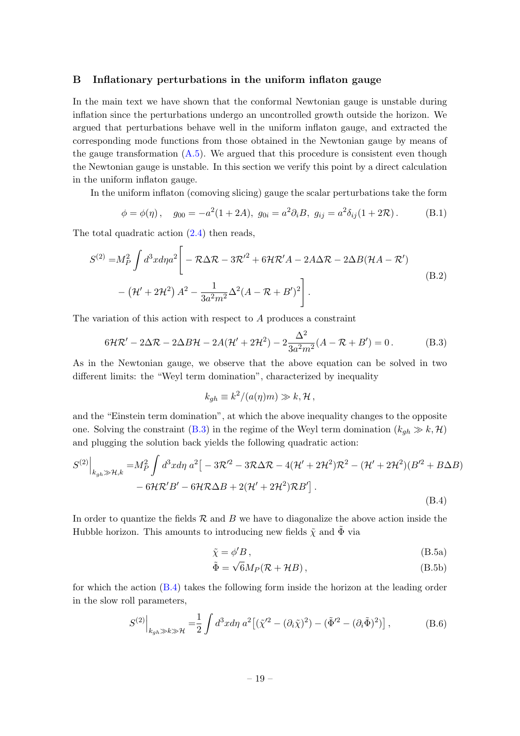## B Inflationary perturbations in the uniform inflaton gauge

In the main text we have shown that the conformal Newtonian gauge is unstable during inflation since the perturbations undergo an uncontrolled growth outside the horizon. We argued that perturbations behave well in the uniform inflaton gauge, and extracted the corresponding mode functions from those obtained in the Newtonian gauge by means of the gauge transformation (A.5). We argued that this procedure is consistent even though the Newtonian gauge is unstable. In this section we verify this point by a direct calculation in the uniform inflaton gauge.

In the uniform inflaton (comoving slicing) gauge the scalar perturbations take the form

$$\phi = \phi(\eta)\,, \quad g_{00} = -a^2(1+2A),\; g_{0i} = a^2\partial_i B,\; g_{ij} = a^2\delta_{ij}(1+2\mathcal{R})\,. \tag{B.1}$$

The total quadratic action (2.4) then reads,

$$\begin{aligned} S^{(2)} =& M_P^2 \int d^3x d\eta a^2 \Bigg[ -\mathcal{R}\Delta\mathcal{R} - 3\mathcal{R}'^2 + 6\mathcal{H}\mathcal{R}'A - 2A\Delta\mathcal{R} - 2\Delta B(\mathcal{H}A - \mathcal{R}') \\ & - \left(\mathcal{H}' + 2\mathcal{H}^2\right)A^2 - \frac{1}{3a^2m^2}\Delta^2(A - \mathcal{R} + B')^2 \Bigg]\,. \end{aligned} \tag{B.2}$$

The variation of this action with respect to $A$ produces a constraint

$$6\mathcal{H}\mathcal{R}' - 2\Delta\mathcal{R} - 2\Delta B\mathcal{H} - 2A(\mathcal{H}' + 2\mathcal{H}^2) - 2\frac{\Delta^2}{3a^2m^2}(A - \mathcal{R} + B') = 0\,. \tag{B.3}$$

As in the Newtonian gauge, we observe that the above equation can be solved in two different limits: the "Weyl term domination", characterized by inequality

$$k_{gh} \equiv k^2/(a(\eta)m) \gg k, \mathcal{H}\,,$$

and the "Einstein term domination", at which the above inequality changes to the opposite one. Solving the constraint (B.3) in the regime of the Weyl term domination ($k_{gh} \gg k, \mathcal{H}$) and plugging the solution back yields the following quadratic action:

$$\begin{aligned} S^{(2)}\Big|_{k_{gh}\gg\mathcal{H},k} =& M_P^2 \int d^3x d\eta\; a^2\big[ -3\mathcal{R}'^2 - 3\mathcal{R}\Delta\mathcal{R} - 4(\mathcal{H}' + 2\mathcal{H}^2)\mathcal{R}^2 - (\mathcal{H}' + 2\mathcal{H}^2)(B'^2 + B\Delta B) \\ & - 6\mathcal{H}\mathcal{R}'B' - 6\mathcal{H}\mathcal{R}\Delta B + 2(\mathcal{H}' + 2\mathcal{H}^2)\mathcal{R}B'\big]\,. \end{aligned} \tag{B.4}$$

In order to quantize the fields $\mathcal{R}$ and $B$ we have to diagonalize the above action inside the Hubble horizon. This amounts to introducing new fields $\tilde{\chi}$ and $\tilde{\Phi}$ via

$$\tilde{\chi} = \phi' B\,, \tag{B.5a}$$

$$\tilde{\Phi} = \sqrt{6}M_P(\mathcal{R} + \mathcal{H}B)\,, \tag{B.5b}$$

for which the action (B.4) takes the following form inside the horizon at the leading order in the slow roll parameters,

$$S^{(2)}\Big|_{k_{gh}\gg k\gg\mathcal{H}} = \frac{1}{2}\int d^3x d\eta\; a^2\big[(\tilde{\chi}'^2 - (\partial_i\tilde{\chi})^2) - (\tilde{\Phi}'^2 - (\partial_i\tilde{\Phi})^2)\big]\,, \tag{B.6}$$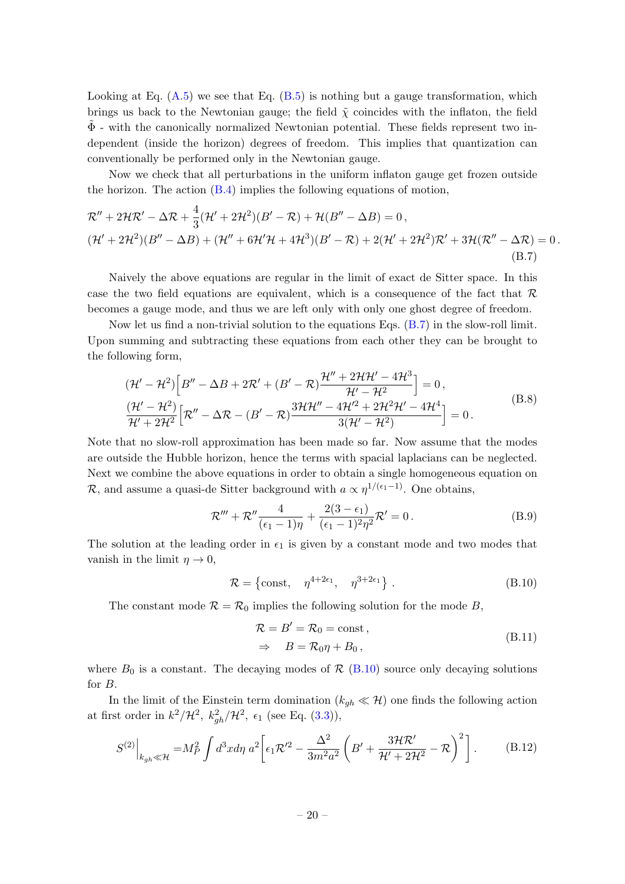Looking at Eq. (A.5) we see that Eq. (B.5) is nothing but a gauge transformation, which brings us back to the Newtonian gauge; the field $\tilde{\chi}$ coincides with the inflaton, the field $\tilde{\Phi}$ - with the canonically normalized Newtonian potential. These fields represent two independent (inside the horizon) degrees of freedom. This implies that quantization can conventionally be performed only in the Newtonian gauge.

Now we check that all perturbations in the uniform inflaton gauge get frozen outside the horizon. The action (B.4) implies the following equations of motion,

$$
\begin{aligned}
&\mathcal{R}'' + 2\mathcal{H}\mathcal{R}' - \Delta\mathcal{R} + \frac{4}{3}(\mathcal{H}' + 2\mathcal{H}^2)(B' - \mathcal{R}) + \mathcal{H}(B'' - \Delta B) = 0\,, \\
&(\mathcal{H}' + 2\mathcal{H}^2)(B'' - \Delta B) + (\mathcal{H}'' + 6\mathcal{H}'\mathcal{H} + 4\mathcal{H}^3)(B' - \mathcal{R}) + 2(\mathcal{H}' + 2\mathcal{H}^2)\mathcal{R}' + 3\mathcal{H}(\mathcal{R}'' - \Delta\mathcal{R}) = 0\,.
\end{aligned}
\tag{B.7}
$$

Naively the above equations are regular in the limit of exact de Sitter space. In this case the two field equations are equivalent, which is a consequence of the fact that $\mathcal{R}$ becomes a gauge mode, and thus we are left only with only one ghost degree of freedom.

Now let us find a non-trivial solution to the equations Eqs. (B.7) in the slow-roll limit. Upon summing and subtracting these equations from each other they can be brought to the following form,

$$
\begin{aligned}
&(\mathcal{H}' - \mathcal{H}^2)\Big[B'' - \Delta B + 2\mathcal{R}' + (B' - \mathcal{R})\frac{\mathcal{H}'' + 2\mathcal{H}\mathcal{H}' - 4\mathcal{H}^3}{\mathcal{H}' - \mathcal{H}^2}\Big] = 0\,, \\
&\frac{(\mathcal{H}' - \mathcal{H}^2)}{\mathcal{H}' + 2\mathcal{H}^2}\Big[\mathcal{R}'' - \Delta\mathcal{R} - (B' - \mathcal{R})\frac{3\mathcal{H}\mathcal{H}'' - 4\mathcal{H}'^2 + 2\mathcal{H}^2\mathcal{H}' - 4\mathcal{H}^4}{3(\mathcal{H}' - \mathcal{H}^2)}\Big] = 0\,.
\end{aligned}
\tag{B.8}
$$

Note that no slow-roll approximation has been made so far. Now assume that the modes are outside the Hubble horizon, hence the terms with spacial laplacians can be neglected. Next we combine the above equations in order to obtain a single homogeneous equation on $\mathcal{R}$, and assume a quasi-de Sitter background with $a \propto \eta^{1/(\epsilon_1 - 1)}$. One obtains,

$$
\mathcal{R}''' + \mathcal{R}''\frac{4}{(\epsilon_1 - 1)\eta} + \frac{2(3 - \epsilon_1)}{(\epsilon_1 - 1)^2\eta^2}\mathcal{R}' = 0\,.
\tag{B.9}
$$

The solution at the leading order in $\epsilon_1$ is given by a constant mode and two modes that vanish in the limit $\eta \to 0$,

$$
\mathcal{R} = \left\{\text{const}, \quad \eta^{4+2\epsilon_1}, \quad \eta^{3+2\epsilon_1}\right\}\,.
\tag{B.10}
$$

The constant mode $\mathcal{R} = \mathcal{R}_0$ implies the following solution for the mode $B$,

$$
\begin{aligned}
&\mathcal{R} = B' = \mathcal{R}_0 = \text{const}\,, \\
&\Rightarrow \quad B = \mathcal{R}_0\eta + B_0\,,
\end{aligned}
\tag{B.11}
$$

where $B_0$ is a constant. The decaying modes of $\mathcal{R}$ (B.10) source only decaying solutions for $B$.

In the limit of the Einstein term domination ($k_{gh} \ll \mathcal{H}$) one finds the following action at first order in $k^2/\mathcal{H}^2$, $k_{gh}^2/\mathcal{H}^2$, $\epsilon_1$ (see Eq. (3.3)),

$$
S^{(2)}\Big|_{k_{gh} \ll \mathcal{H}} = M_P^2 \int d^3x d\eta\, a^2\left[\epsilon_1\mathcal{R}'^2 - \frac{\Delta^2}{3m^2a^2}\left(B' + \frac{3\mathcal{H}\mathcal{R}'}{\mathcal{H}' + 2\mathcal{H}^2} - \mathcal{R}\right)^2\right].
\tag{B.12}
$$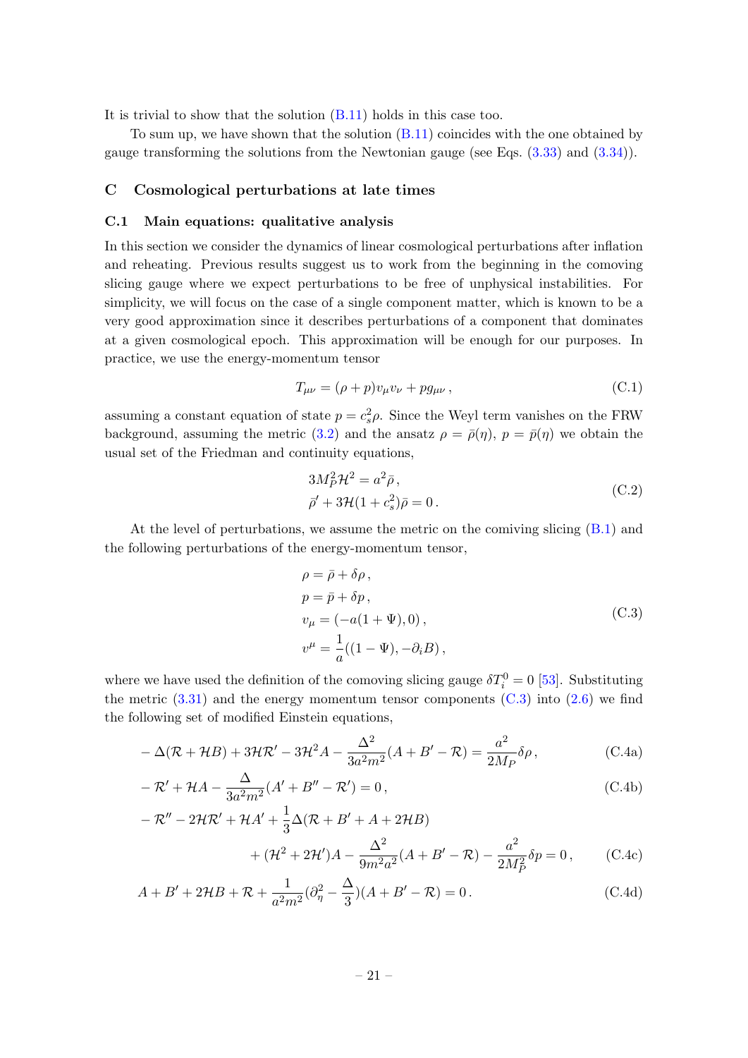It is trivial to show that the solution (B.11) holds in this case too.

To sum up, we have shown that the solution (B.11) coincides with the one obtained by gauge transforming the solutions from the Newtonian gauge (see Eqs. (3.33) and (3.34)).

## C Cosmological perturbations at late times

### C.1 Main equations: qualitative analysis

In this section we consider the dynamics of linear cosmological perturbations after inflation and reheating. Previous results suggest us to work from the beginning in the comoving slicing gauge where we expect perturbations to be free of unphysical instabilities. For simplicity, we will focus on the case of a single component matter, which is known to be a very good approximation since it describes perturbations of a component that dominates at a given cosmological epoch. This approximation will be enough for our purposes. In practice, we use the energy-momentum tensor

$$T_{\mu\nu} = (\rho + p)v_\mu v_\nu + p g_{\mu\nu}\,, \tag{C.1}$$

assuming a constant equation of state $p = c_s^2\rho$. Since the Weyl term vanishes on the FRW background, assuming the metric (3.2) and the ansatz $\rho = \bar\rho(\eta)$, $p = \bar p(\eta)$ we obtain the usual set of the Friedman and continuity equations,

$$\begin{aligned} &3M_P^2\mathcal{H}^2 = a^2\bar\rho\,,\\ &\bar\rho' + 3\mathcal{H}(1+c_s^2)\bar\rho = 0\,. \end{aligned} \tag{C.2}$$

At the level of perturbations, we assume the metric on the comiving slicing (B.1) and the following perturbations of the energy-momentum tensor,

$$\begin{aligned} &\rho = \bar\rho + \delta\rho\,,\\ &p = \bar p + \delta p\,,\\ &v_\mu = (-a(1+\Psi), 0)\,,\\ &v^\mu = \frac{1}{a}((1-\Psi), -\partial_i B)\,, \end{aligned} \tag{C.3}$$

where we have used the definition of the comoving slicing gauge $\delta T^0_i = 0$ [53]. Substituting the metric (3.31) and the energy momentum tensor components (C.3) into (2.6) we find the following set of modified Einstein equations,

$$-\Delta(\mathcal{R} + \mathcal{H}B) + 3\mathcal{H}\mathcal{R}' - 3\mathcal{H}^2 A - \frac{\Delta^2}{3a^2m^2}(A + B' - \mathcal{R}) = \frac{a^2}{2M_P}\delta\rho\,, \tag{C.4a}$$

$$-\mathcal{R}' + \mathcal{H}A - \frac{\Delta}{3a^2m^2}(A' + B'' - \mathcal{R}') = 0\,, \tag{C.4b}$$

$$\begin{aligned} -\mathcal{R}'' - 2\mathcal{H}\mathcal{R}' + \mathcal{H}A' + \frac{1}{3}\Delta(\mathcal{R} + B' + A + 2\mathcal{H}B)&\\ + (\mathcal{H}^2 + 2\mathcal{H}')A - \frac{\Delta^2}{9m^2a^2}(A + B' - \mathcal{R}) - \frac{a^2}{2M_P^2}\delta p = 0\,,& \end{aligned} \tag{C.4c}$$

$$A + B' + 2\mathcal{H}B + \mathcal{R} + \frac{1}{a^2m^2}(\partial_\eta^2 - \frac{\Delta}{3})(A + B' - \mathcal{R}) = 0\,. \tag{C.4d}$$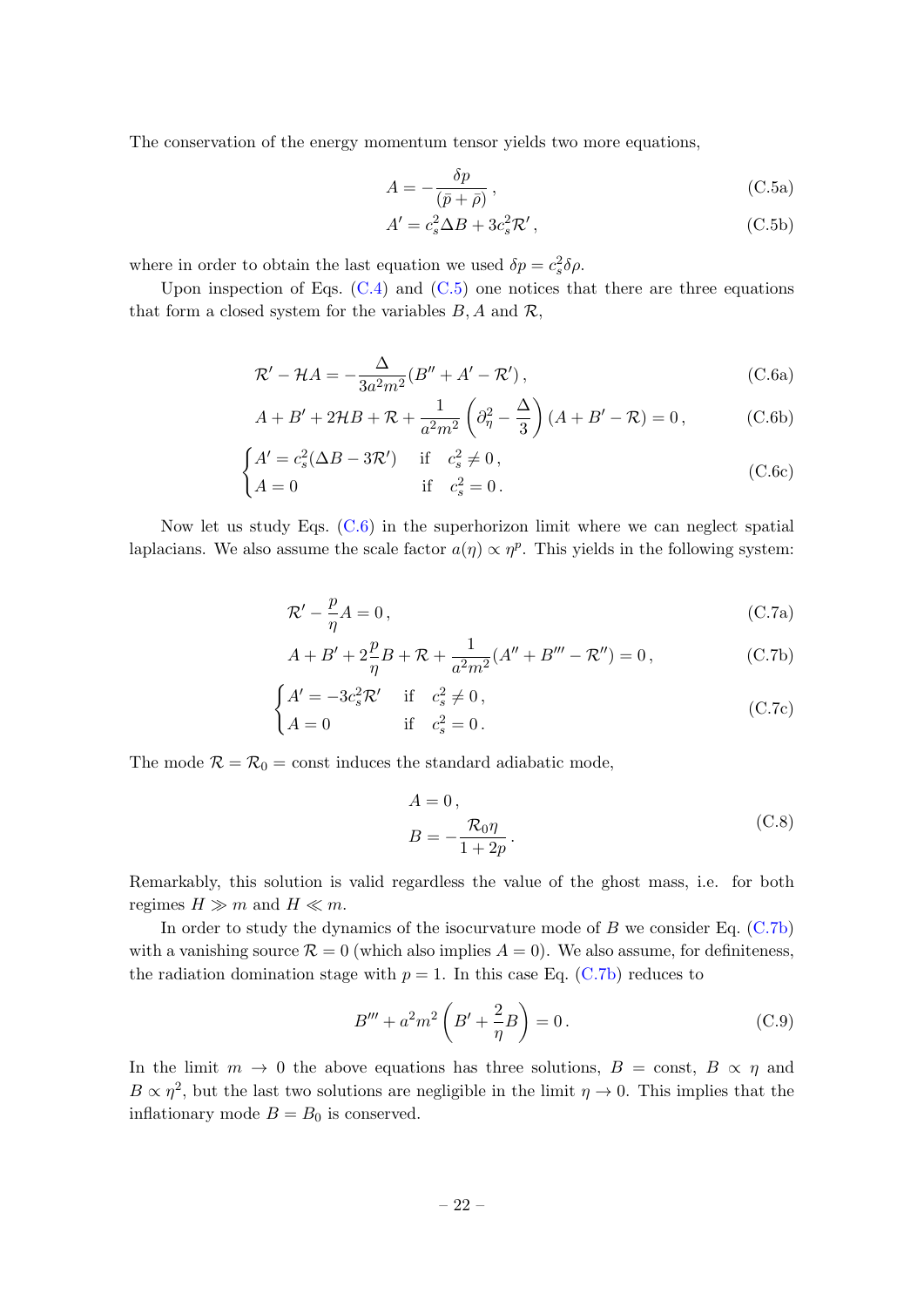The conservation of the energy momentum tensor yields two more equations,

$$A = -\frac{\delta p}{(\bar{p} + \bar{\rho})}\,, \tag{C.5a}$$

$$A' = c_s^2 \Delta B + 3c_s^2 \mathcal{R}'\,, \tag{C.5b}$$

where in order to obtain the last equation we used $\delta p = c_s^2 \delta\rho$.

Upon inspection of Eqs. (C.4) and (C.5) one notices that there are three equations that form a closed system for the variables $B, A$ and $\mathcal{R}$,

$$\mathcal{R}' - \mathcal{H}A = -\frac{\Delta}{3a^2m^2}(B'' + A' - \mathcal{R}')\,, \tag{C.6a}$$

$$A + B' + 2\mathcal{H}B + \mathcal{R} + \frac{1}{a^2m^2}\left(\partial_\eta^2 - \frac{\Delta}{3}\right)(A + B' - \mathcal{R}) = 0\,, \tag{C.6b}$$

$$\begin{cases} A' = c_s^2(\Delta B - 3\mathcal{R}') & \text{if} \quad c_s^2 \neq 0\,, \\ A = 0 & \text{if} \quad c_s^2 = 0\,. \end{cases} \tag{C.6c}$$

Now let us study Eqs. (C.6) in the superhorizon limit where we can neglect spatial laplacians. We also assume the scale factor $a(\eta) \propto \eta^p$. This yields in the following system:

$$\mathcal{R}' - \frac{p}{\eta}A = 0\,, \tag{C.7a}$$

$$A + B' + 2\frac{p}{\eta}B + \mathcal{R} + \frac{1}{a^2m^2}(A'' + B''' - \mathcal{R}'') = 0\,, \tag{C.7b}$$

$$\begin{cases} A' = -3c_s^2\mathcal{R}' & \text{if} \quad c_s^2 \neq 0\,, \\ A = 0 & \text{if} \quad c_s^2 = 0\,. \end{cases} \tag{C.7c}$$

The mode $\mathcal{R} = \mathcal{R}_0 = \text{const}$ induces the standard adiabatic mode,

$$\begin{aligned} A &= 0\,, \\ B &= -\frac{\mathcal{R}_0 \eta}{1 + 2p}\,. \end{aligned} \tag{C.8}$$

Remarkably, this solution is valid regardless the value of the ghost mass, i.e. for both regimes $H \gg m$ and $H \ll m$.

In order to study the dynamics of the isocurvature mode of $B$ we consider Eq. (C.7b) with a vanishing source $\mathcal{R} = 0$ (which also implies $A = 0$). We also assume, for definiteness, the radiation domination stage with $p = 1$. In this case Eq. (C.7b) reduces to

$$B''' + a^2m^2\left(B' + \frac{2}{\eta}B\right) = 0\,. \tag{C.9}$$

In the limit $m \to 0$ the above equations has three solutions, $B = \text{const}$, $B \propto \eta$ and $B \propto \eta^2$, but the last two solutions are negligible in the limit $\eta \to 0$. This implies that the inflationary mode $B = B_0$ is conserved.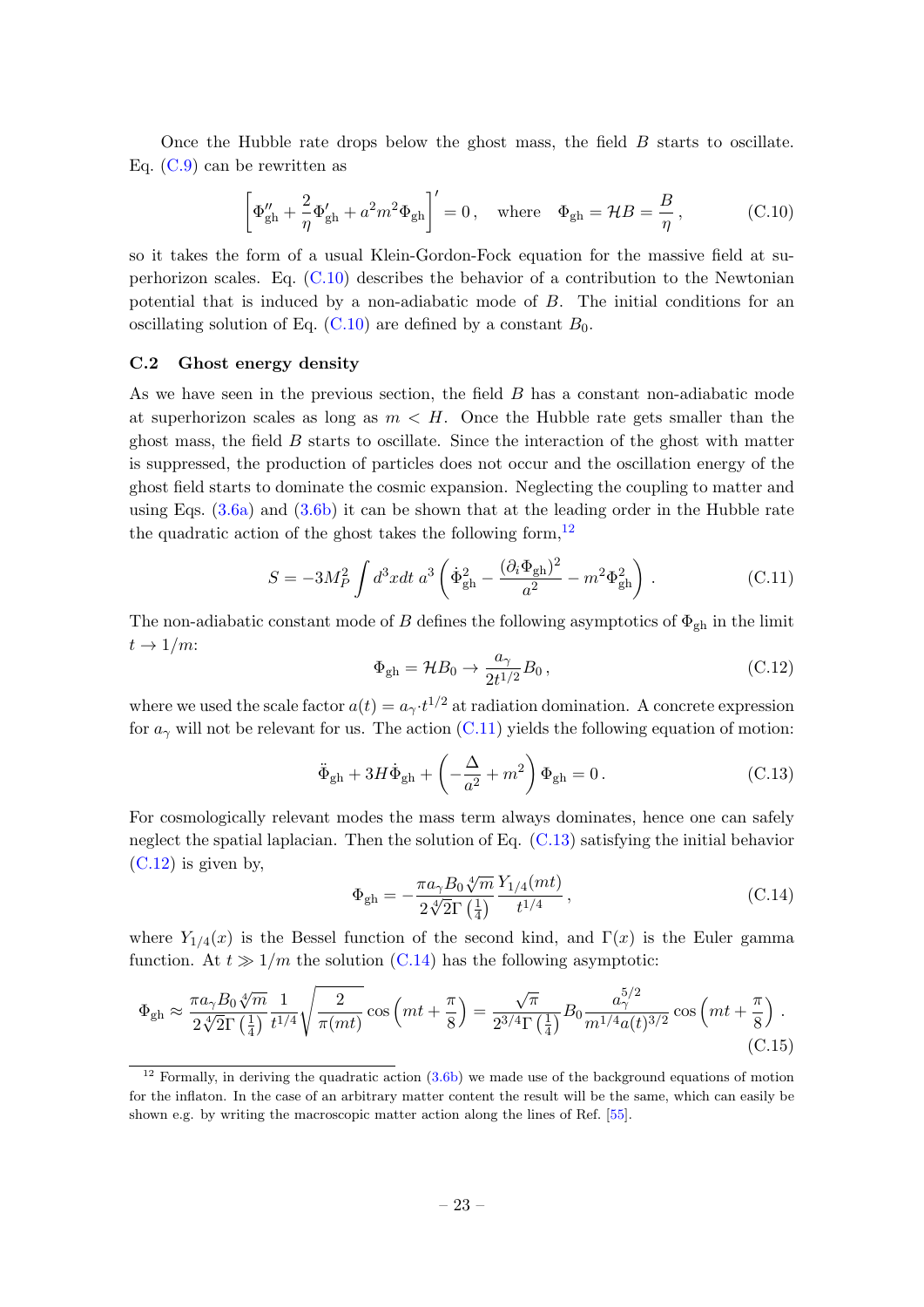Once the Hubble rate drops below the ghost mass, the field $B$ starts to oscillate. Eq. (C.9) can be rewritten as

$$\left[\Phi''_{\rm gh} + \frac{2}{\eta}\Phi'_{\rm gh} + a^2 m^2 \Phi_{\rm gh}\right]' = 0\,, \quad \text{where} \quad \Phi_{\rm gh} = \mathcal{H}B = \frac{B}{\eta}\,, \tag{C.10}$$

so it takes the form of a usual Klein-Gordon-Fock equation for the massive field at superhorizon scales. Eq. (C.10) describes the behavior of a contribution to the Newtonian potential that is induced by a non-adiabatic mode of $B$. The initial conditions for an oscillating solution of Eq. (C.10) are defined by a constant $B_0$.

### C.2 Ghost energy density

As we have seen in the previous section, the field $B$ has a constant non-adiabatic mode at superhorizon scales as long as $m < H$. Once the Hubble rate gets smaller than the ghost mass, the field $B$ starts to oscillate. Since the interaction of the ghost with matter is suppressed, the production of particles does not occur and the oscillation energy of the ghost field starts to dominate the cosmic expansion. Neglecting the coupling to matter and using Eqs. (3.6a) and (3.6b) it can be shown that at the leading order in the Hubble rate the quadratic action of the ghost takes the following form,[12]

$$S = -3M_P^2 \int d^3x dt\; a^3 \left(\dot{\Phi}_{\rm gh}^2 - \frac{(\partial_i \Phi_{\rm gh})^2}{a^2} - m^2 \Phi_{\rm gh}^2\right)\,. \tag{C.11}$$

The non-adiabatic constant mode of $B$ defines the following asymptotics of $\Phi_{\rm gh}$ in the limit $t \to 1/m$:

$$\Phi_{\rm gh} = \mathcal{H}B_0 \to \frac{a_\gamma}{2t^{1/2}} B_0\,, \tag{C.12}$$

where we used the scale factor $a(t) = a_\gamma \cdot t^{1/2}$ at radiation domination. A concrete expression for $a_\gamma$ will not be relevant for us. The action (C.11) yields the following equation of motion:

$$\ddot{\Phi}_{\rm gh} + 3H\dot{\Phi}_{\rm gh} + \left(-\frac{\Delta}{a^2} + m^2\right)\Phi_{\rm gh} = 0\,. \tag{C.13}$$

For cosmologically relevant modes the mass term always dominates, hence one can safely neglect the spatial laplacian. Then the solution of Eq. (C.13) satisfying the initial behavior (C.12) is given by,

$$\Phi_{\rm gh} = -\frac{\pi a_\gamma B_0 \sqrt[4]{m}}{2\sqrt[4]{2}\,\Gamma\left(\frac{1}{4}\right)} \frac{Y_{1/4}(mt)}{t^{1/4}}\,, \tag{C.14}$$

where $Y_{1/4}(x)$ is the Bessel function of the second kind, and $\Gamma(x)$ is the Euler gamma function. At $t \gg 1/m$ the solution (C.14) has the following asymptotic:

$$\Phi_{\rm gh} \approx \frac{\pi a_\gamma B_0 \sqrt[4]{m}}{2\sqrt[4]{2}\,\Gamma\left(\frac{1}{4}\right)} \frac{1}{t^{1/4}} \sqrt{\frac{2}{\pi(mt)}} \cos\left(mt + \frac{\pi}{8}\right) = \frac{\sqrt{\pi}}{2^{3/4}\Gamma\left(\frac{1}{4}\right)} B_0 \frac{a_\gamma^{5/2}}{m^{1/4} a(t)^{3/2}} \cos\left(mt + \frac{\pi}{8}\right)\,. \tag{C.15}$$

---

[12] Formally, in deriving the quadratic action (3.6b) we made use of the background equations of motion for the inflaton. In the case of an arbitrary matter content the result will be the same, which can easily be shown e.g. by writing the macroscopic matter action along the lines of Ref. [55].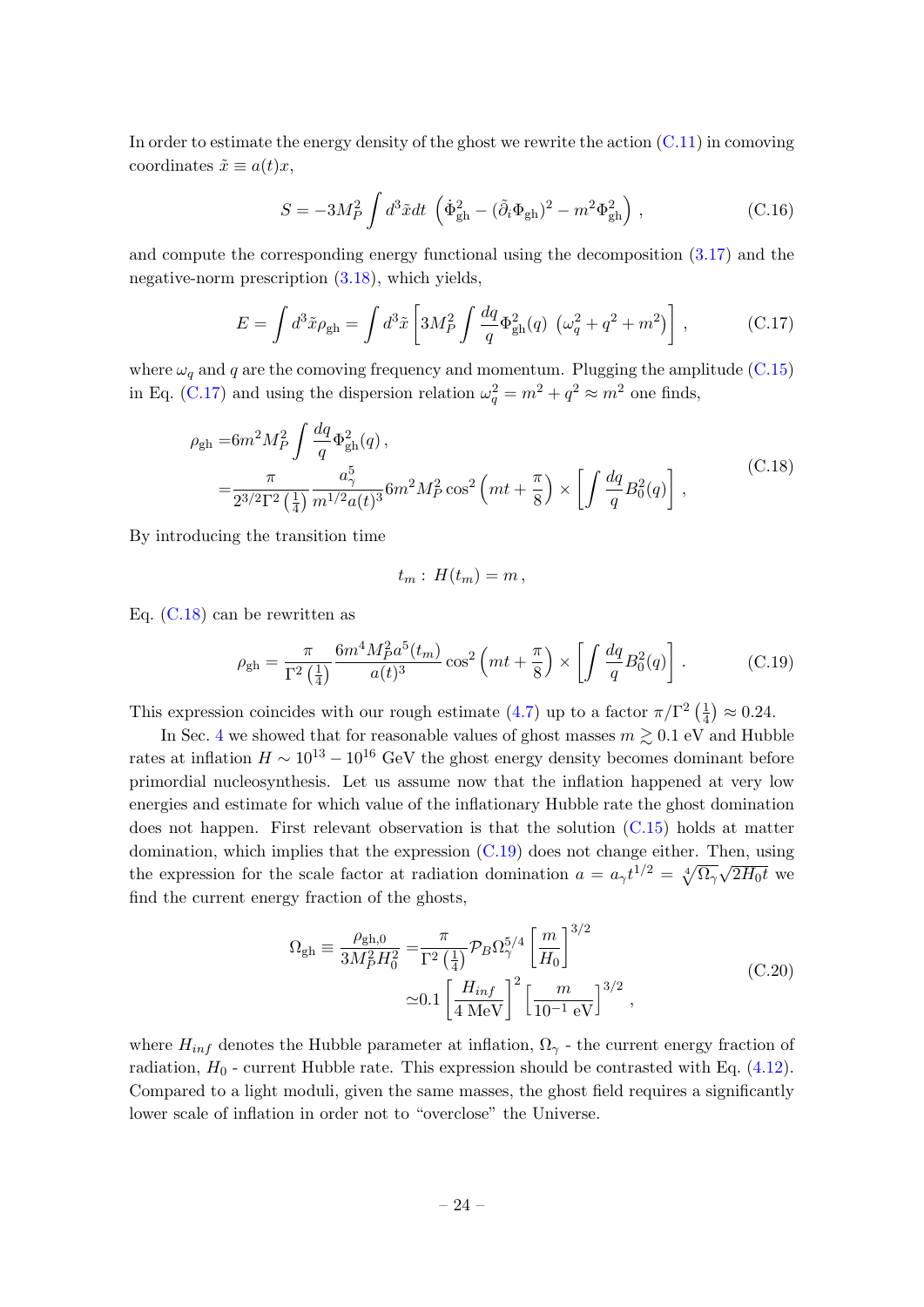In order to estimate the energy density of the ghost we rewrite the action (C.11) in comoving coordinates $\tilde{x} \equiv a(t)x$,

$$S = -3M_P^2 \int d^3\tilde{x}dt \left( \dot{\Phi}_{\rm gh}^2 - (\tilde{\partial}_i \Phi_{\rm gh})^2 - m^2 \Phi_{\rm gh}^2 \right), \tag{C.16}$$

and compute the corresponding energy functional using the decomposition (3.17) and the negative-norm prescription (3.18), which yields,

$$E = \int d^3\tilde{x} \rho_{\rm gh} = \int d^3\tilde{x} \left[ 3M_P^2 \int \frac{dq}{q} \Phi_{\rm gh}^2(q) \, \left( \omega_q^2 + q^2 + m^2 \right) \right], \tag{C.17}$$

where $\omega_q$ and $q$ are the comoving frequency and momentum. Plugging the amplitude (C.15) in Eq. (C.17) and using the dispersion relation $\omega_q^2 = m^2 + q^2 \approx m^2$ one finds,

$$\begin{aligned} \rho_{\rm gh} =& 6m^2 M_P^2 \int \frac{dq}{q} \Phi_{\rm gh}^2(q) \,, \\ =& \frac{\pi}{2^{3/2}\Gamma^2\left(\frac{1}{4}\right)} \frac{a_\gamma^5}{m^{1/2} a(t)^3} 6m^2 M_P^2 \cos^2\left(mt + \frac{\pi}{8}\right) \times \left[ \int \frac{dq}{q} B_0^2(q) \right], \end{aligned} \tag{C.18}$$

By introducing the transition time

$$t_m : \; H(t_m) = m \,,$$

Eq. (C.18) can be rewritten as

$$\rho_{\rm gh} = \frac{\pi}{\Gamma^2\left(\frac{1}{4}\right)} \frac{6m^4 M_P^2 a^5(t_m)}{a(t)^3} \cos^2\left(mt + \frac{\pi}{8}\right) \times \left[ \int \frac{dq}{q} B_0^2(q) \right]. \tag{C.19}$$

This expression coincides with our rough estimate (4.7) up to a factor $\pi/\Gamma^2\left(\frac{1}{4}\right) \approx 0.24$.

In Sec. 4 we showed that for reasonable values of ghost masses $m \gtrsim 0.1$ eV and Hubble rates at inflation $H \sim 10^{13} - 10^{16}$ GeV the ghost energy density becomes dominant before primordial nucleosynthesis. Let us assume now that the inflation happened at very low energies and estimate for which value of the inflationary Hubble rate the ghost domination does not happen. First relevant observation is that the solution (C.15) holds at matter domination, which implies that the expression (C.19) does not change either. Then, using the expression for the scale factor at radiation domination $a = a_\gamma t^{1/2} = \sqrt[4]{\Omega_\gamma}\sqrt{2H_0 t}$ we find the current energy fraction of the ghosts,

$$\begin{aligned} \Omega_{\rm gh} \equiv \frac{\rho_{\rm gh,0}}{3M_P^2 H_0^2} =& \frac{\pi}{\Gamma^2\left(\frac{1}{4}\right)} \mathcal{P}_B \Omega_\gamma^{5/4} \left[ \frac{m}{H_0} \right]^{3/2} \\ \simeq& 0.1 \left[ \frac{H_{inf}}{4 \text{ MeV}} \right]^2 \left[ \frac{m}{10^{-1} \text{ eV}} \right]^{3/2}, \end{aligned} \tag{C.20}$$

where $H_{inf}$ denotes the Hubble parameter at inflation, $\Omega_\gamma$ - the current energy fraction of radiation, $H_0$ - current Hubble rate. This expression should be contrasted with Eq. (4.12). Compared to a light moduli, given the same masses, the ghost field requires a significantly lower scale of inflation in order not to "overclose" the Universe.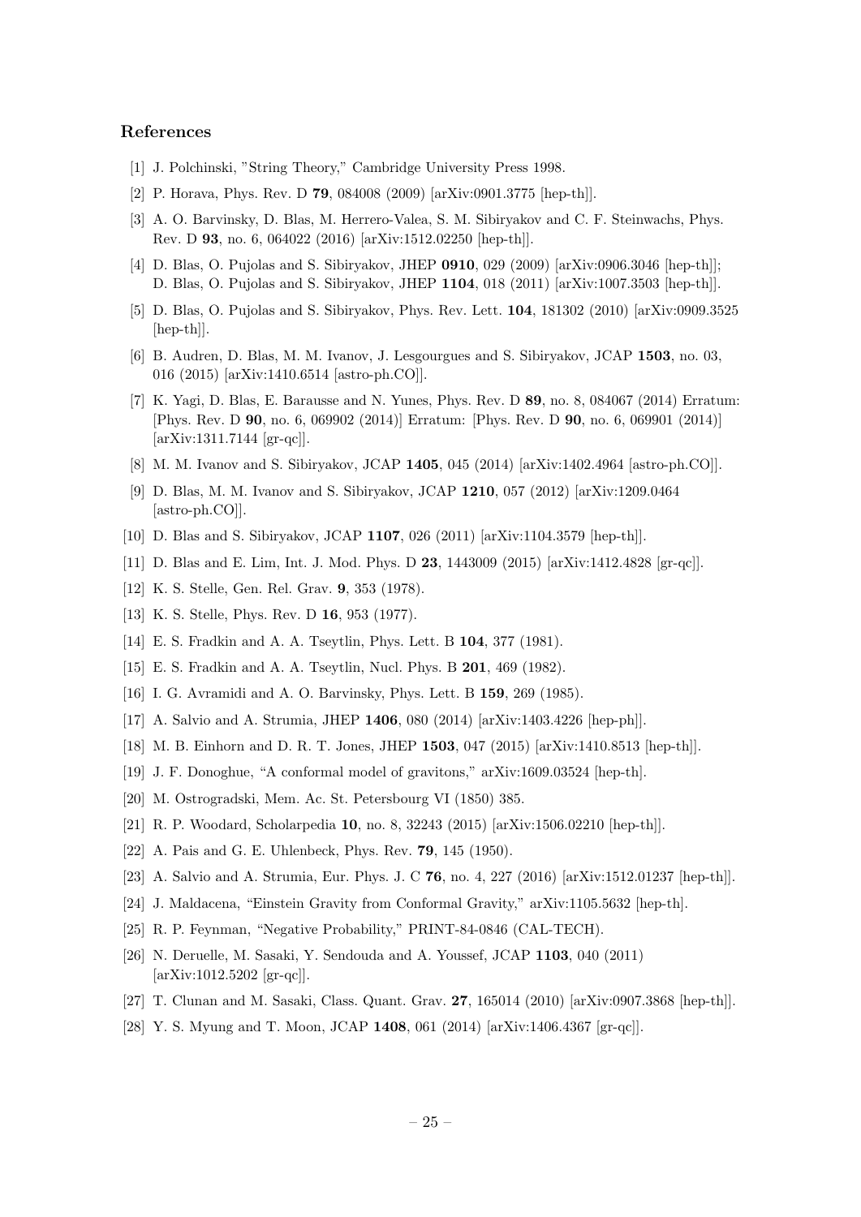## References

[1] J. Polchinski, "String Theory," Cambridge University Press 1998.

[2] P. Horava, Phys. Rev. D **79**, 084008 (2009) [arXiv:0901.3775 [hep-th]].

[3] A. O. Barvinsky, D. Blas, M. Herrero-Valea, S. M. Sibiryakov and C. F. Steinwachs, Phys. Rev. D **93**, no. 6, 064022 (2016) [arXiv:1512.02250 [hep-th]].

[4] D. Blas, O. Pujolas and S. Sibiryakov, JHEP **0910**, 029 (2009) [arXiv:0906.3046 [hep-th]]; D. Blas, O. Pujolas and S. Sibiryakov, JHEP **1104**, 018 (2011) [arXiv:1007.3503 [hep-th]].

[5] D. Blas, O. Pujolas and S. Sibiryakov, Phys. Rev. Lett. **104**, 181302 (2010) [arXiv:0909.3525 [hep-th]].

[6] B. Audren, D. Blas, M. M. Ivanov, J. Lesgourgues and S. Sibiryakov, JCAP **1503**, no. 03, 016 (2015) [arXiv:1410.6514 [astro-ph.CO]].

[7] K. Yagi, D. Blas, E. Barausse and N. Yunes, Phys. Rev. D **89**, no. 8, 084067 (2014) Erratum: [Phys. Rev. D **90**, no. 6, 069902 (2014)] Erratum: [Phys. Rev. D **90**, no. 6, 069901 (2014)] [arXiv:1311.7144 [gr-qc]].

[8] M. M. Ivanov and S. Sibiryakov, JCAP **1405**, 045 (2014) [arXiv:1402.4964 [astro-ph.CO]].

[9] D. Blas, M. M. Ivanov and S. Sibiryakov, JCAP **1210**, 057 (2012) [arXiv:1209.0464 [astro-ph.CO]].

[10] D. Blas and S. Sibiryakov, JCAP **1107**, 026 (2011) [arXiv:1104.3579 [hep-th]].

[11] D. Blas and E. Lim, Int. J. Mod. Phys. D **23**, 1443009 (2015) [arXiv:1412.4828 [gr-qc]].

[12] K. S. Stelle, Gen. Rel. Grav. **9**, 353 (1978).

[13] K. S. Stelle, Phys. Rev. D **16**, 953 (1977).

[14] E. S. Fradkin and A. A. Tseytlin, Phys. Lett. B **104**, 377 (1981).

[15] E. S. Fradkin and A. A. Tseytlin, Nucl. Phys. B **201**, 469 (1982).

[16] I. G. Avramidi and A. O. Barvinsky, Phys. Lett. B **159**, 269 (1985).

[17] A. Salvio and A. Strumia, JHEP **1406**, 080 (2014) [arXiv:1403.4226 [hep-ph]].

[18] M. B. Einhorn and D. R. T. Jones, JHEP **1503**, 047 (2015) [arXiv:1410.8513 [hep-th]].

[19] J. F. Donoghue, "A conformal model of gravitons," arXiv:1609.03524 [hep-th].

[20] M. Ostrogradski, Mem. Ac. St. Petersbourg VI (1850) 385.

[21] R. P. Woodard, Scholarpedia **10**, no. 8, 32243 (2015) [arXiv:1506.02210 [hep-th]].

[22] A. Pais and G. E. Uhlenbeck, Phys. Rev. **79**, 145 (1950).

[23] A. Salvio and A. Strumia, Eur. Phys. J. C **76**, no. 4, 227 (2016) [arXiv:1512.01237 [hep-th]].

[24] J. Maldacena, "Einstein Gravity from Conformal Gravity," arXiv:1105.5632 [hep-th].

[25] R. P. Feynman, "Negative Probability," PRINT-84-0846 (CAL-TECH).

[26] N. Deruelle, M. Sasaki, Y. Sendouda and A. Youssef, JCAP **1103**, 040 (2011) [arXiv:1012.5202 [gr-qc]].

[27] T. Clunan and M. Sasaki, Class. Quant. Grav. **27**, 165014 (2010) [arXiv:0907.3868 [hep-th]].

[28] Y. S. Myung and T. Moon, JCAP **1408**, 061 (2014) [arXiv:1406.4367 [gr-qc]].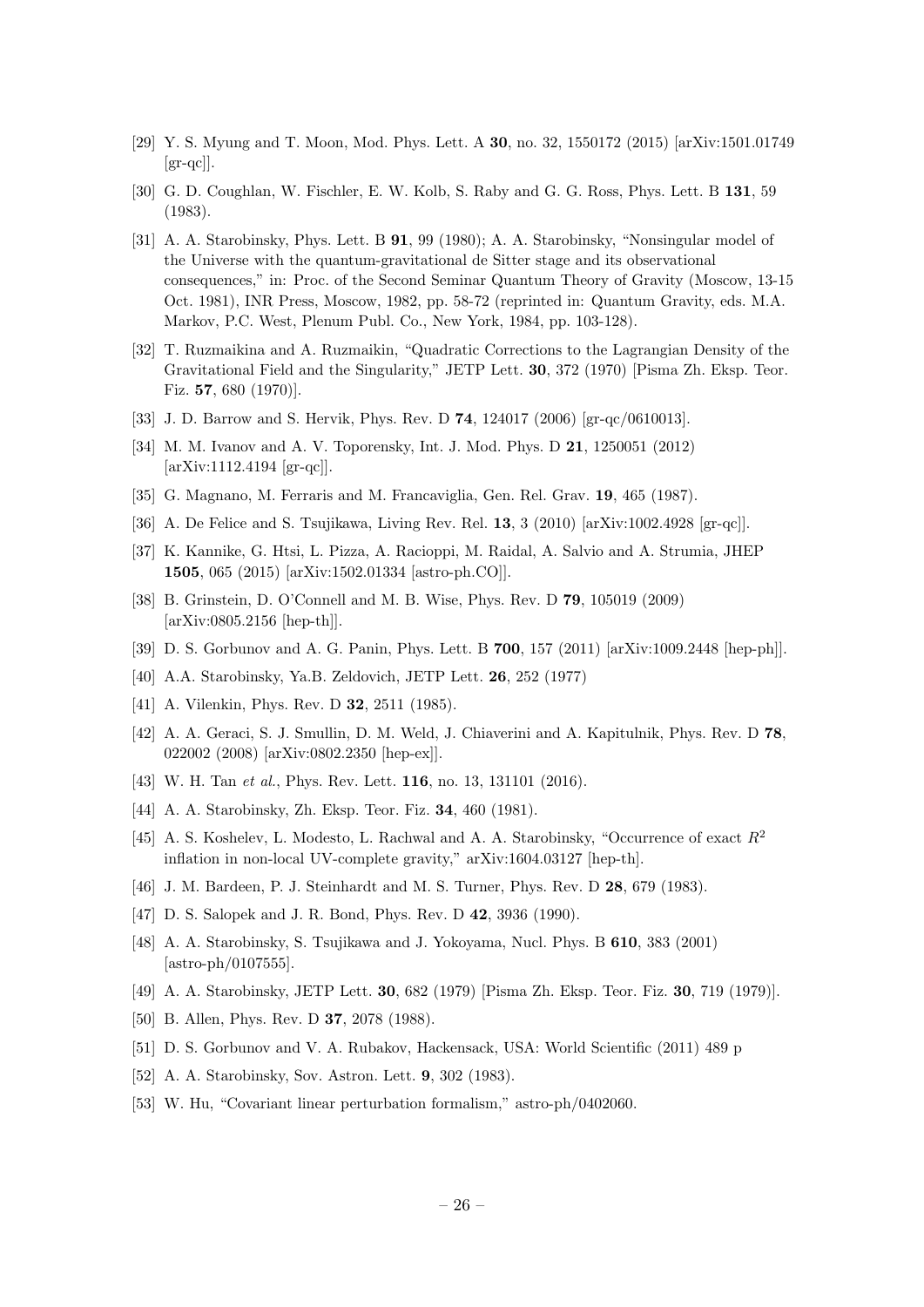[29] Y. S. Myung and T. Moon, Mod. Phys. Lett. A **30**, no. 32, 1550172 (2015) [arXiv:1501.01749 [gr-qc]].

[30] G. D. Coughlan, W. Fischler, E. W. Kolb, S. Raby and G. G. Ross, Phys. Lett. B **131**, 59 (1983).

[31] A. A. Starobinsky, Phys. Lett. B **91**, 99 (1980); A. A. Starobinsky, "Nonsingular model of the Universe with the quantum-gravitational de Sitter stage and its observational consequences," in: Proc. of the Second Seminar Quantum Theory of Gravity (Moscow, 13-15 Oct. 1981), INR Press, Moscow, 1982, pp. 58-72 (reprinted in: Quantum Gravity, eds. M.A. Markov, P.C. West, Plenum Publ. Co., New York, 1984, pp. 103-128).

[32] T. Ruzmaikina and A. Ruzmaikin, "Quadratic Corrections to the Lagrangian Density of the Gravitational Field and the Singularity," JETP Lett. **30**, 372 (1970) [Pisma Zh. Eksp. Teor. Fiz. **57**, 680 (1970)].

[33] J. D. Barrow and S. Hervik, Phys. Rev. D **74**, 124017 (2006) [gr-qc/0610013].

[34] M. M. Ivanov and A. V. Toporensky, Int. J. Mod. Phys. D **21**, 1250051 (2012) [arXiv:1112.4194 [gr-qc]].

[35] G. Magnano, M. Ferraris and M. Francaviglia, Gen. Rel. Grav. **19**, 465 (1987).

[36] A. De Felice and S. Tsujikawa, Living Rev. Rel. **13**, 3 (2010) [arXiv:1002.4928 [gr-qc]].

[37] K. Kannike, G. Htsi, L. Pizza, A. Racioppi, M. Raidal, A. Salvio and A. Strumia, JHEP **1505**, 065 (2015) [arXiv:1502.01334 [astro-ph.CO]].

[38] B. Grinstein, D. O'Connell and M. B. Wise, Phys. Rev. D **79**, 105019 (2009) [arXiv:0805.2156 [hep-th]].

[39] D. S. Gorbunov and A. G. Panin, Phys. Lett. B **700**, 157 (2011) [arXiv:1009.2448 [hep-ph]].

[40] A.A. Starobinsky, Ya.B. Zeldovich, JETP Lett. **26**, 252 (1977)

[41] A. Vilenkin, Phys. Rev. D **32**, 2511 (1985).

[42] A. A. Geraci, S. J. Smullin, D. M. Weld, J. Chiaverini and A. Kapitulnik, Phys. Rev. D **78**, 022002 (2008) [arXiv:0802.2350 [hep-ex]].

[43] W. H. Tan *et al.*, Phys. Rev. Lett. **116**, no. 13, 131101 (2016).

[44] A. A. Starobinsky, Zh. Eksp. Teor. Fiz. **34**, 460 (1981).

[45] A. S. Koshelev, L. Modesto, L. Rachwal and A. A. Starobinsky, "Occurrence of exact $R^2$ inflation in non-local UV-complete gravity," arXiv:1604.03127 [hep-th].

[46] J. M. Bardeen, P. J. Steinhardt and M. S. Turner, Phys. Rev. D **28**, 679 (1983).

[47] D. S. Salopek and J. R. Bond, Phys. Rev. D **42**, 3936 (1990).

[48] A. A. Starobinsky, S. Tsujikawa and J. Yokoyama, Nucl. Phys. B **610**, 383 (2001) [astro-ph/0107555].

[49] A. A. Starobinsky, JETP Lett. **30**, 682 (1979) [Pisma Zh. Eksp. Teor. Fiz. **30**, 719 (1979)].

[50] B. Allen, Phys. Rev. D **37**, 2078 (1988).

[51] D. S. Gorbunov and V. A. Rubakov, Hackensack, USA: World Scientific (2011) 489 p

[52] A. A. Starobinsky, Sov. Astron. Lett. **9**, 302 (1983).

[53] W. Hu, "Covariant linear perturbation formalism," astro-ph/0402060.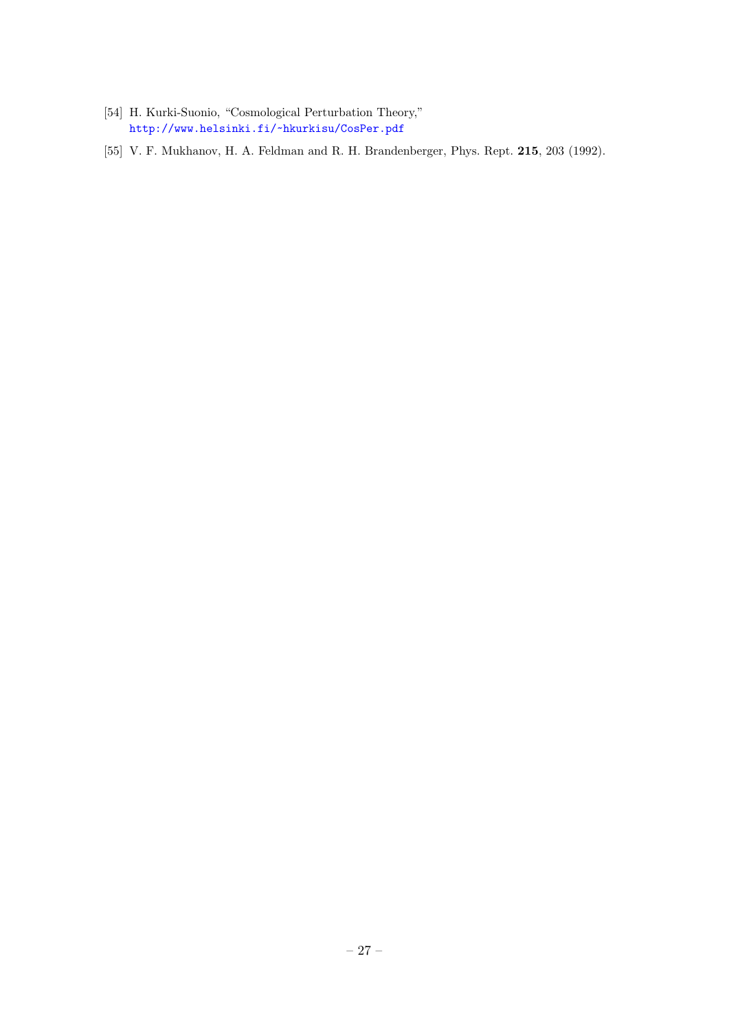[54] H. Kurki-Suonio, "Cosmological Perturbation Theory," http://www.helsinki.fi/~hkurkisu/CosPer.pdf

[55] V. F. Mukhanov, H. A. Feldman and R. H. Brandenberger, Phys. Rept. **215**, 203 (1992).